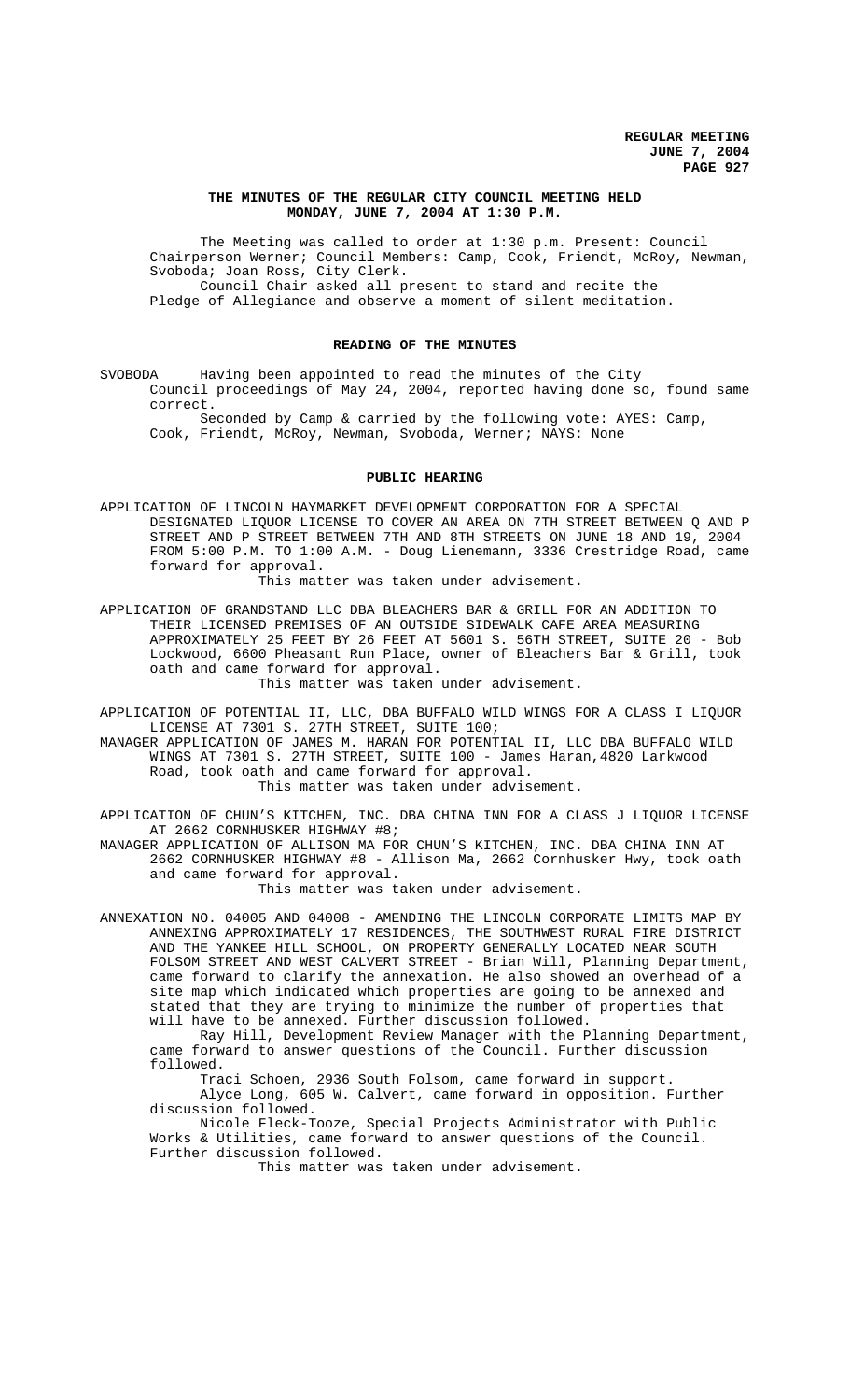**REGULAR MEETING**
**JUNE 7, 2004**

## THE MINUTES OF THE REGULAR CITY COUNCIL MEETING HELD MONDAY, JUNE 7, 2004 AT 1:30 P.M.

The Meeting was called to order at 1:30 p.m. Present: Council Chairperson Werner; Council Members: Camp, Cook, Friendt, McRoy, Newman, Svoboda; Joan Ross, City Clerk.

Council Chair asked all present to stand and recite the Pledge of Allegiance and observe a moment of silent meditation.

### READING OF THE MINUTES

SVOBODA Having been appointed to read the minutes of the City Council proceedings of May 24, 2004, reported having done so, found same correct.

Seconded by Camp & carried by the following vote: AYES: Camp, Cook, Friendt, McRoy, Newman, Svoboda, Werner; NAYS: None

### PUBLIC HEARING

APPLICATION OF LINCOLN HAYMARKET DEVELOPMENT CORPORATION FOR A SPECIAL DESIGNATED LIQUOR LICENSE TO COVER AN AREA ON 7TH STREET BETWEEN Q AND P STREET AND P STREET BETWEEN 7TH AND 8TH STREETS ON JUNE 18 AND 19, 2004 FROM 5:00 P.M. TO 1:00 A.M. - Doug Lienemann, 3336 Crestridge Road, came forward for approval.

This matter was taken under advisement.

APPLICATION OF GRANDSTAND LLC DBA BLEACHERS BAR & GRILL FOR AN ADDITION TO THEIR LICENSED PREMISES OF AN OUTSIDE SIDEWALK CAFE AREA MEASURING APPROXIMATELY 25 FEET BY 26 FEET AT 5601 S. 56TH STREET, SUITE 20 - Bob Lockwood, 6600 Pheasant Run Place, owner of Bleachers Bar & Grill, took oath and came forward for approval.

This matter was taken under advisement.

APPLICATION OF POTENTIAL II, LLC, DBA BUFFALO WILD WINGS FOR A CLASS I LIQUOR LICENSE AT 7301 S. 27TH STREET, SUITE 100;

MANAGER APPLICATION OF JAMES M. HARAN FOR POTENTIAL II, LLC DBA BUFFALO WILD WINGS AT 7301 S. 27TH STREET, SUITE 100 - James Haran,4820 Larkwood Road, took oath and came forward for approval.

This matter was taken under advisement.

APPLICATION OF CHUN'S KITCHEN, INC. DBA CHINA INN FOR A CLASS J LIQUOR LICENSE AT 2662 CORNHUSKER HIGHWAY #8;

MANAGER APPLICATION OF ALLISON MA FOR CHUN'S KITCHEN, INC. DBA CHINA INN AT 2662 CORNHUSKER HIGHWAY #8 - Allison Ma, 2662 Cornhusker Hwy, took oath and came forward for approval.

This matter was taken under advisement.

ANNEXATION NO. 04005 AND 04008 - AMENDING THE LINCOLN CORPORATE LIMITS MAP BY ANNEXING APPROXIMATELY 17 RESIDENCES, THE SOUTHWEST RURAL FIRE DISTRICT AND THE YANKEE HILL SCHOOL, ON PROPERTY GENERALLY LOCATED NEAR SOUTH FOLSOM STREET AND WEST CALVERT STREET - Brian Will, Planning Department, came forward to clarify the annexation. He also showed an overhead of a site map which indicated which properties are going to be annexed and stated that they are trying to minimize the number of properties that will have to be annexed. Further discussion followed.

Ray Hill, Development Review Manager with the Planning Department, came forward to answer questions of the Council. Further discussion followed.

Traci Schoen, 2936 South Folsom, came forward in support.

Alyce Long, 605 W. Calvert, came forward in opposition. Further discussion followed.

Nicole Fleck-Tooze, Special Projects Administrator with Public Works & Utilities, came forward to answer questions of the Council. Further discussion followed.

This matter was taken under advisement.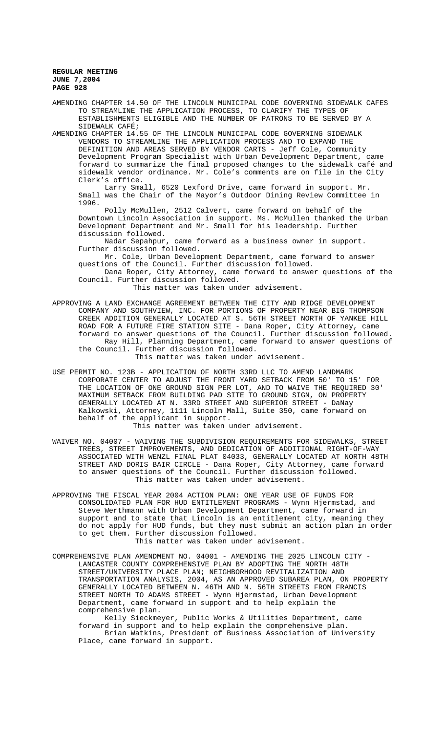AMENDING CHAPTER 14.50 OF THE LINCOLN MUNICIPAL CODE GOVERNING SIDEWALK CAFES TO STREAMLINE THE APPLICATION PROCESS, TO CLARIFY THE TYPES OF ESTABLISHMENTS ELIGIBLE AND THE NUMBER OF PATRONS TO BE SERVED BY A SIDEWALK CAFÉ;

AMENDING CHAPTER 14.55 OF THE LINCOLN MUNICIPAL CODE GOVERNING SIDEWALK VENDORS TO STREAMLINE THE APPLICATION PROCESS AND TO EXPAND THE DEFINITION AND AREAS SERVED BY VENDOR CARTS - Jeff Cole, Community Development Program Specialist with Urban Development Department, came forward to summarize the final proposed changes to the sidewalk café and sidewalk vendor ordinance. Mr. Cole's comments are on file in the City Clerk's office.

Larry Small, 6520 Lexford Drive, came forward in support. Mr. Small was the Chair of the Mayor's Outdoor Dining Review Committee in 1996.

Polly McMullen, 2512 Calvert, came forward on behalf of the Downtown Lincoln Association in support. Ms. McMullen thanked the Urban Development Department and Mr. Small for his leadership. Further discussion followed.

Nadar Sepahpur, came forward as a business owner in support. Further discussion followed.

Mr. Cole, Urban Development Department, came forward to answer questions of the Council. Further discussion followed.

Dana Roper, City Attorney, came forward to answer questions of the Council. Further discussion followed.

This matter was taken under advisement.

APPROVING A LAND EXCHANGE AGREEMENT BETWEEN THE CITY AND RIDGE DEVELOPMENT COMPANY AND SOUTHVIEW, INC. FOR PORTIONS OF PROPERTY NEAR BIG THOMPSON CREEK ADDITION GENERALLY LOCATED AT S. 56TH STREET NORTH OF YANKEE HILL ROAD FOR A FUTURE FIRE STATION SITE - Dana Roper, City Attorney, came forward to answer questions of the Council. Further discussion followed.

Ray Hill, Planning Department, came forward to answer questions of the Council. Further discussion followed.

This matter was taken under advisement.

USE PERMIT NO. 123B - APPLICATION OF NORTH 33RD LLC TO AMEND LANDMARK CORPORATE CENTER TO ADJUST THE FRONT YARD SETBACK FROM 50' TO 15' FOR THE LOCATION OF ONE GROUND SIGN PER LOT, AND TO WAIVE THE REQUIRED 30' MAXIMUM SETBACK FROM BUILDING PAD SITE TO GROUND SIGN, ON PROPERTY GENERALLY LOCATED AT N. 33RD STREET AND SUPERIOR STREET - DaNay Kalkowski, Attorney, 1111 Lincoln Mall, Suite 350, came forward on behalf of the applicant in support.

This matter was taken under advisement.

WAIVER NO. 04007 - WAIVING THE SUBDIVISION REQUIREMENTS FOR SIDEWALKS, STREET TREES, STREET IMPROVEMENTS, AND DEDICATION OF ADDITIONAL RIGHT-OF-WAY ASSOCIATED WITH WENZL FINAL PLAT 04033, GENERALLY LOCATED AT NORTH 48TH STREET AND DORIS BAIR CIRCLE - Dana Roper, City Attorney, came forward to answer questions of the Council. Further discussion followed.

This matter was taken under advisement.

APPROVING THE FISCAL YEAR 2004 ACTION PLAN: ONE YEAR USE OF FUNDS FOR CONSOLIDATED PLAN FOR HUD ENTITLEMENT PROGRAMS - Wynn Hjermstad, and Steve Werthmann with Urban Development Department, came forward in support and to state that Lincoln is an entitlement city, meaning they do not apply for HUD funds, but they must submit an action plan in order to get them. Further discussion followed.

This matter was taken under advisement.

COMPREHENSIVE PLAN AMENDMENT NO. 04001 - AMENDING THE 2025 LINCOLN CITY - LANCASTER COUNTY COMPREHENSIVE PLAN BY ADOPTING THE NORTH 48TH STREET/UNIVERSITY PLACE PLAN; NEIGHBORHOOD REVITALIZATION AND TRANSPORTATION ANALYSIS, 2004, AS AN APPROVED SUBAREA PLAN, ON PROPERTY GENERALLY LOCATED BETWEEN N. 46TH AND N. 56TH STREETS FROM FRANCIS STREET NORTH TO ADAMS STREET - Wynn Hjermstad, Urban Development Department, came forward in support and to help explain the comprehensive plan.

Kelly Sieckmeyer, Public Works & Utilities Department, came forward in support and to help explain the comprehensive plan.

Brian Watkins, President of Business Association of University Place, came forward in support.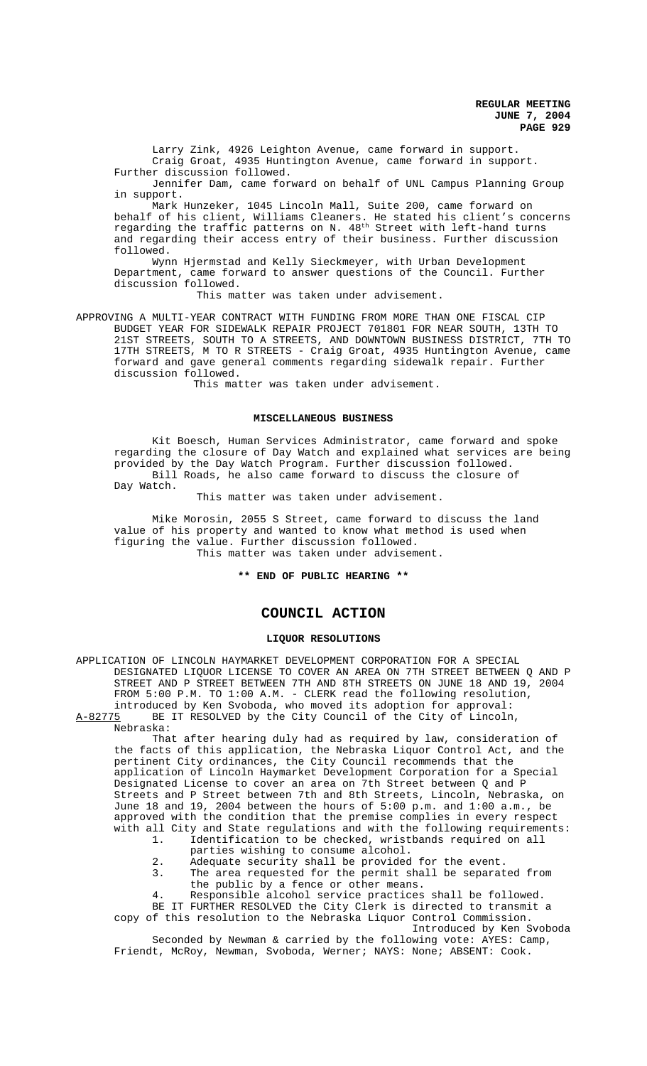Larry Zink, 4926 Leighton Avenue, came forward in support.

Craig Groat, 4935 Huntington Avenue, came forward in support. Further discussion followed.

Jennifer Dam, came forward on behalf of UNL Campus Planning Group in support.

Mark Hunzeker, 1045 Lincoln Mall, Suite 200, came forward on behalf of his client, Williams Cleaners. He stated his client's concerns regarding the traffic patterns on N. 48th Street with left-hand turns and regarding their access entry of their business. Further discussion followed.

Wynn Hjermstad and Kelly Sieckmeyer, with Urban Development Department, came forward to answer questions of the Council. Further discussion followed.

This matter was taken under advisement.

APPROVING A MULTI-YEAR CONTRACT WITH FUNDING FROM MORE THAN ONE FISCAL CIP BUDGET YEAR FOR SIDEWALK REPAIR PROJECT 701801 FOR NEAR SOUTH, 13TH TO 21ST STREETS, SOUTH TO A STREETS, AND DOWNTOWN BUSINESS DISTRICT, 7TH TO 17TH STREETS, M TO R STREETS - Craig Groat, 4935 Huntington Avenue, came forward and gave general comments regarding sidewalk repair. Further discussion followed.

This matter was taken under advisement.

## MISCELLANEOUS BUSINESS

Kit Boesch, Human Services Administrator, came forward and spoke regarding the closure of Day Watch and explained what services are being provided by the Day Watch Program. Further discussion followed.

Bill Roads, he also came forward to discuss the closure of Day Watch.

This matter was taken under advisement.

Mike Morosin, 2055 S Street, came forward to discuss the land value of his property and wanted to know what method is used when figuring the value. Further discussion followed.

This matter was taken under advisement.

**\*\* END OF PUBLIC HEARING \*\***

# COUNCIL ACTION

## LIQUOR RESOLUTIONS

APPLICATION OF LINCOLN HAYMARKET DEVELOPMENT CORPORATION FOR A SPECIAL DESIGNATED LIQUOR LICENSE TO COVER AN AREA ON 7TH STREET BETWEEN Q AND P STREET AND P STREET BETWEEN 7TH AND 8TH STREETS ON JUNE 18 AND 19, 2004 FROM 5:00 P.M. TO 1:00 A.M. - CLERK read the following resolution, introduced by Ken Svoboda, who moved its adoption for approval:

A-82775 BE IT RESOLVED by the City Council of the City of Lincoln, Nebraska:

That after hearing duly had as required by law, consideration of the facts of this application, the Nebraska Liquor Control Act, and the pertinent City ordinances, the City Council recommends that the application of Lincoln Haymarket Development Corporation for a Special Designated License to cover an area on 7th Street between Q and P Streets and P Street between 7th and 8th Streets, Lincoln, Nebraska, on June 18 and 19, 2004 between the hours of 5:00 p.m. and 1:00 a.m., be approved with the condition that the premise complies in every respect with all City and State regulations and with the following requirements:

1. Identification to be checked, wristbands required on all parties wishing to consume alcohol.
2. Adequate security shall be provided for the event.
3. The area requested for the permit shall be separated from the public by a fence or other means.
4. Responsible alcohol service practices shall be followed.

BE IT FURTHER RESOLVED the City Clerk is directed to transmit a copy of this resolution to the Nebraska Liquor Control Commission.

Introduced by Ken Svoboda

Seconded by Newman & carried by the following vote: AYES: Camp, Friendt, McRoy, Newman, Svoboda, Werner; NAYS: None; ABSENT: Cook.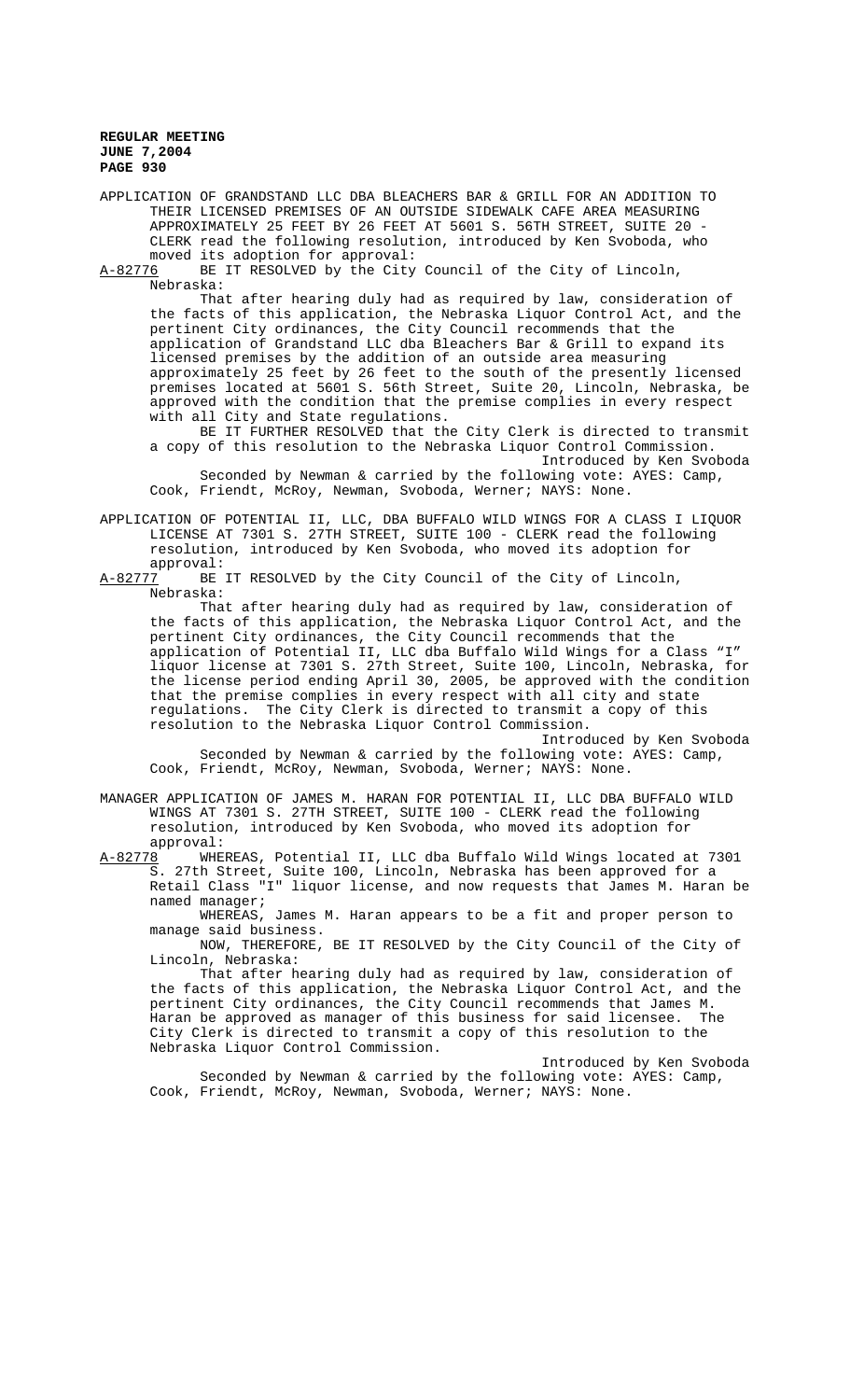APPLICATION OF GRANDSTAND LLC DBA BLEACHERS BAR & GRILL FOR AN ADDITION TO THEIR LICENSED PREMISES OF AN OUTSIDE SIDEWALK CAFE AREA MEASURING APPROXIMATELY 25 FEET BY 26 FEET AT 5601 S. 56TH STREET, SUITE 20 - CLERK read the following resolution, introduced by Ken Svoboda, who moved its adoption for approval:

A-82776 BE IT RESOLVED by the City Council of the City of Lincoln, Nebraska:

That after hearing duly had as required by law, consideration of the facts of this application, the Nebraska Liquor Control Act, and the pertinent City ordinances, the City Council recommends that the application of Grandstand LLC dba Bleachers Bar & Grill to expand its licensed premises by the addition of an outside area measuring approximately 25 feet by 26 feet to the south of the presently licensed premises located at 5601 S. 56th Street, Suite 20, Lincoln, Nebraska, be approved with the condition that the premise complies in every respect with all City and State regulations.

BE IT FURTHER RESOLVED that the City Clerk is directed to transmit a copy of this resolution to the Nebraska Liquor Control Commission.

Introduced by Ken Svoboda

Seconded by Newman & carried by the following vote: AYES: Camp, Cook, Friendt, McRoy, Newman, Svoboda, Werner; NAYS: None.

APPLICATION OF POTENTIAL II, LLC, DBA BUFFALO WILD WINGS FOR A CLASS I LIQUOR LICENSE AT 7301 S. 27TH STREET, SUITE 100 - CLERK read the following resolution, introduced by Ken Svoboda, who moved its adoption for approval:

A-82777 BE IT RESOLVED by the City Council of the City of Lincoln, Nebraska:

That after hearing duly had as required by law, consideration of the facts of this application, the Nebraska Liquor Control Act, and the pertinent City ordinances, the City Council recommends that the application of Potential II, LLC dba Buffalo Wild Wings for a Class "I" liquor license at 7301 S. 27th Street, Suite 100, Lincoln, Nebraska, for the license period ending April 30, 2005, be approved with the condition that the premise complies in every respect with all city and state regulations. The City Clerk is directed to transmit a copy of this resolution to the Nebraska Liquor Control Commission.

Introduced by Ken Svoboda

Seconded by Newman & carried by the following vote: AYES: Camp, Cook, Friendt, McRoy, Newman, Svoboda, Werner; NAYS: None.

MANAGER APPLICATION OF JAMES M. HARAN FOR POTENTIAL II, LLC DBA BUFFALO WILD WINGS AT 7301 S. 27TH STREET, SUITE 100 - CLERK read the following resolution, introduced by Ken Svoboda, who moved its adoption for approval:

A-82778 WHEREAS, Potential II, LLC dba Buffalo Wild Wings located at 7301 S. 27th Street, Suite 100, Lincoln, Nebraska has been approved for a Retail Class "I" liquor license, and now requests that James M. Haran be named manager;

WHEREAS, James M. Haran appears to be a fit and proper person to manage said business.

NOW, THEREFORE, BE IT RESOLVED by the City Council of the City of Lincoln, Nebraska:

That after hearing duly had as required by law, consideration of the facts of this application, the Nebraska Liquor Control Act, and the pertinent City ordinances, the City Council recommends that James M. Haran be approved as manager of this business for said licensee. The City Clerk is directed to transmit a copy of this resolution to the Nebraska Liquor Control Commission.

Introduced by Ken Svoboda

Seconded by Newman & carried by the following vote: AYES: Camp, Cook, Friendt, McRoy, Newman, Svoboda, Werner; NAYS: None.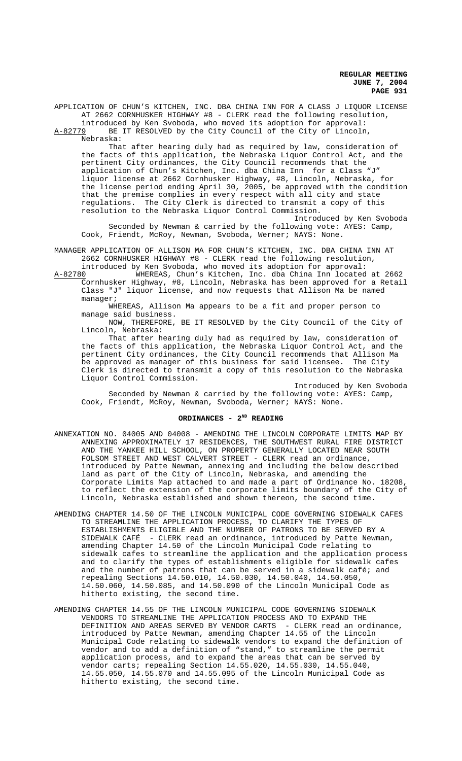APPLICATION OF CHUN'S KITCHEN, INC. DBA CHINA INN FOR A CLASS J LIQUOR LICENSE AT 2662 CORNHUSKER HIGHWAY #8 - CLERK read the following resolution, introduced by Ken Svoboda, who moved its adoption for approval:

A-82779 BE IT RESOLVED by the City Council of the City of Lincoln, Nebraska:

That after hearing duly had as required by law, consideration of the facts of this application, the Nebraska Liquor Control Act, and the pertinent City ordinances, the City Council recommends that the application of Chun's Kitchen, Inc. dba China Inn for a Class "J" liquor license at 2662 Cornhusker Highway, #8, Lincoln, Nebraska, for the license period ending April 30, 2005, be approved with the condition that the premise complies in every respect with all city and state regulations. The City Clerk is directed to transmit a copy of this resolution to the Nebraska Liquor Control Commission.

Introduced by Ken Svoboda

Seconded by Newman & carried by the following vote: AYES: Camp, Cook, Friendt, McRoy, Newman, Svoboda, Werner; NAYS: None.

MANAGER APPLICATION OF ALLISON MA FOR CHUN'S KITCHEN, INC. DBA CHINA INN AT 2662 CORNHUSKER HIGHWAY #8 - CLERK read the following resolution, introduced by Ken Svoboda, who moved its adoption for approval:

A-82780 WHEREAS, Chun's Kitchen, Inc. dba China Inn located at 2662 Cornhusker Highway, #8, Lincoln, Nebraska has been approved for a Retail Class "J" liquor license, and now requests that Allison Ma be named manager;

WHEREAS, Allison Ma appears to be a fit and proper person to manage said business.

NOW, THEREFORE, BE IT RESOLVED by the City Council of the City of Lincoln, Nebraska:

That after hearing duly had as required by law, consideration of the facts of this application, the Nebraska Liquor Control Act, and the pertinent City ordinances, the City Council recommends that Allison Ma be approved as manager of this business for said licensee. The City Clerk is directed to transmit a copy of this resolution to the Nebraska Liquor Control Commission.

Introduced by Ken Svoboda

Seconded by Newman & carried by the following vote: AYES: Camp, Cook, Friendt, McRoy, Newman, Svoboda, Werner; NAYS: None.

## ORDINANCES - 2ND READING

ANNEXATION NO. 04005 AND 04008 - AMENDING THE LINCOLN CORPORATE LIMITS MAP BY ANNEXING APPROXIMATELY 17 RESIDENCES, THE SOUTHWEST RURAL FIRE DISTRICT AND THE YANKEE HILL SCHOOL, ON PROPERTY GENERALLY LOCATED NEAR SOUTH FOLSOM STREET AND WEST CALVERT STREET - CLERK read an ordinance, introduced by Patte Newman, annexing and including the below described land as part of the City of Lincoln, Nebraska, and amending the Corporate Limits Map attached to and made a part of Ordinance No. 18208, to reflect the extension of the corporate limits boundary of the City of Lincoln, Nebraska established and shown thereon, the second time.

AMENDING CHAPTER 14.50 OF THE LINCOLN MUNICIPAL CODE GOVERNING SIDEWALK CAFES TO STREAMLINE THE APPLICATION PROCESS, TO CLARIFY THE TYPES OF ESTABLISHMENTS ELIGIBLE AND THE NUMBER OF PATRONS TO BE SERVED BY A SIDEWALK CAFÉ - CLERK read an ordinance, introduced by Patte Newman, amending Chapter 14.50 of the Lincoln Municipal Code relating to sidewalk cafes to streamline the application and the application process and to clarify the types of establishments eligible for sidewalk cafes and the number of patrons that can be served in a sidewalk café; and repealing Sections 14.50.010, 14.50.030, 14.50.040, 14.50.050, 14.50.060, 14.50.085, and 14.50.090 of the Lincoln Municipal Code as hitherto existing, the second time.

AMENDING CHAPTER 14.55 OF THE LINCOLN MUNICIPAL CODE GOVERNING SIDEWALK VENDORS TO STREAMLINE THE APPLICATION PROCESS AND TO EXPAND THE DEFINITION AND AREAS SERVED BY VENDOR CARTS - CLERK read an ordinance, introduced by Patte Newman, amending Chapter 14.55 of the Lincoln Municipal Code relating to sidewalk vendors to expand the definition of vendor and to add a definition of "stand," to streamline the permit application process, and to expand the areas that can be served by vendor carts; repealing Section 14.55.020, 14.55.030, 14.55.040, 14.55.050, 14.55.070 and 14.55.095 of the Lincoln Municipal Code as hitherto existing, the second time.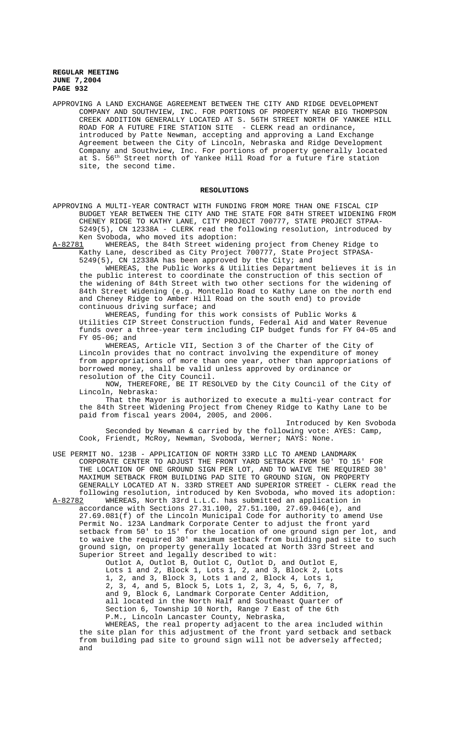APPROVING A LAND EXCHANGE AGREEMENT BETWEEN THE CITY AND RIDGE DEVELOPMENT COMPANY AND SOUTHVIEW, INC. FOR PORTIONS OF PROPERTY NEAR BIG THOMPSON CREEK ADDITION GENERALLY LOCATED AT S. 56TH STREET NORTH OF YANKEE HILL ROAD FOR A FUTURE FIRE STATION SITE - CLERK read an ordinance, introduced by Patte Newman, accepting and approving a Land Exchange Agreement between the City of Lincoln, Nebraska and Ridge Development Company and Southview, Inc. For portions of property generally located at S. 56th Street north of Yankee Hill Road for a future fire station site, the second time.

## RESOLUTIONS

APPROVING A MULTI-YEAR CONTRACT WITH FUNDING FROM MORE THAN ONE FISCAL CIP BUDGET YEAR BETWEEN THE CITY AND THE STATE FOR 84TH STREET WIDENING FROM CHENEY RIDGE TO KATHY LANE, CITY PROJECT 700777, STATE PROJECT STPAA-5249(5), CN 12338A - CLERK read the following resolution, introduced by Ken Svoboda, who moved its adoption:

A-82781 WHEREAS, the 84th Street widening project from Cheney Ridge to Kathy Lane, described as City Project 700777, State Project STPASA-5249(5), CN 12338A has been approved by the City; and

WHEREAS, the Public Works & Utilities Department believes it is in the public interest to coordinate the construction of this section of the widening of 84th Street with two other sections for the widening of 84th Street Widening (e.g. Montello Road to Kathy Lane on the north end and Cheney Ridge to Amber Hill Road on the south end) to provide continuous driving surface; and

WHEREAS, funding for this work consists of Public Works & Utilities CIP Street Construction funds, Federal Aid and Water Revenue funds over a three-year term including CIP budget funds for FY 04-05 and FY 05-06; and

WHEREAS, Article VII, Section 3 of the Charter of the City of Lincoln provides that no contract involving the expenditure of money from appropriations of more than one year, other than appropriations of borrowed money, shall be valid unless approved by ordinance or resolution of the City Council.

NOW, THEREFORE, BE IT RESOLVED by the City Council of the City of Lincoln, Nebraska:

That the Mayor is authorized to execute a multi-year contract for the 84th Street Widening Project from Cheney Ridge to Kathy Lane to be paid from fiscal years 2004, 2005, and 2006.

Introduced by Ken Svoboda

Seconded by Newman & carried by the following vote: AYES: Camp, Cook, Friendt, McRoy, Newman, Svoboda, Werner; NAYS: None.

USE PERMIT NO. 123B - APPLICATION OF NORTH 33RD LLC TO AMEND LANDMARK CORPORATE CENTER TO ADJUST THE FRONT YARD SETBACK FROM 50' TO 15' FOR THE LOCATION OF ONE GROUND SIGN PER LOT, AND TO WAIVE THE REQUIRED 30' MAXIMUM SETBACK FROM BUILDING PAD SITE TO GROUND SIGN, ON PROPERTY GENERALLY LOCATED AT N. 33RD STREET AND SUPERIOR STREET - CLERK read the following resolution, introduced by Ken Svoboda, who moved its adoption:

A-82782 WHEREAS, North 33rd L.L.C. has submitted an application in accordance with Sections 27.31.100, 27.51.100, 27.69.046(e), and 27.69.081(f) of the Lincoln Municipal Code for authority to amend Use Permit No. 123A Landmark Corporate Center to adjust the front yard setback from 50' to 15' for the location of one ground sign per lot, and to waive the required 30' maximum setback from building pad site to such ground sign, on property generally located at North 33rd Street and Superior Street and legally described to wit:

Outlot A, Outlot B, Outlot C, Outlot D, and Outlot E, Lots 1 and 2, Block 1, Lots 1, 2, and 3, Block 2, Lots 1, 2, and 3, Block 3, Lots 1 and 2, Block 4, Lots 1, 2, 3, 4, and 5, Block 5, Lots 1, 2, 3, 4, 5, 6, 7, 8, and 9, Block 6, Landmark Corporate Center Addition, all located in the North Half and Southeast Quarter of Section 6, Township 10 North, Range 7 East of the 6th P.M., Lincoln Lancaster County, Nebraska,

WHEREAS, the real property adjacent to the area included within the site plan for this adjustment of the front yard setback and setback from building pad site to ground sign will not be adversely affected; and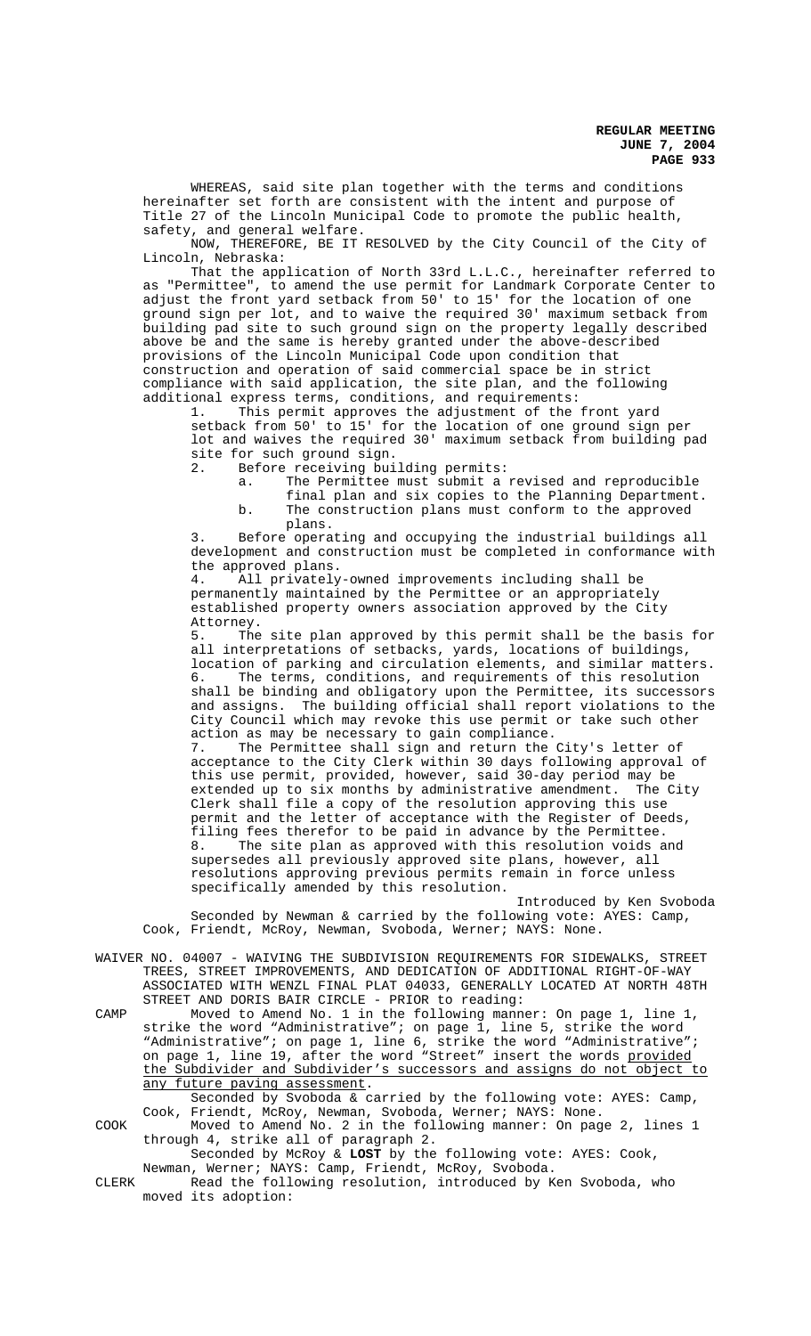WHEREAS, said site plan together with the terms and conditions hereinafter set forth are consistent with the intent and purpose of Title 27 of the Lincoln Municipal Code to promote the public health, safety, and general welfare.

NOW, THEREFORE, BE IT RESOLVED by the City Council of the City of Lincoln, Nebraska:

That the application of North 33rd L.L.C., hereinafter referred to as "Permittee", to amend the use permit for Landmark Corporate Center to adjust the front yard setback from 50' to 15' for the location of one ground sign per lot, and to waive the required 30' maximum setback from building pad site to such ground sign on the property legally described above be and the same is hereby granted under the above-described provisions of the Lincoln Municipal Code upon condition that construction and operation of said commercial space be in strict compliance with said application, the site plan, and the following additional express terms, conditions, and requirements:

1. This permit approves the adjustment of the front yard setback from 50' to 15' for the location of one ground sign per lot and waives the required 30' maximum setback from building pad site for such ground sign.
2. Before receiving building permits:
   a. The Permittee must submit a revised and reproducible final plan and six copies to the Planning Department.
   b. The construction plans must conform to the approved plans.
3. Before operating and occupying the industrial buildings all development and construction must be completed in conformance with the approved plans.
4. All privately-owned improvements including shall be permanently maintained by the Permittee or an appropriately established property owners association approved by the City Attorney.
5. The site plan approved by this permit shall be the basis for all interpretations of setbacks, yards, locations of buildings, location of parking and circulation elements, and similar matters.
6. The terms, conditions, and requirements of this resolution shall be binding and obligatory upon the Permittee, its successors and assigns. The building official shall report violations to the City Council which may revoke this use permit or take such other action as may be necessary to gain compliance.
7. The Permittee shall sign and return the City's letter of acceptance to the City Clerk within 30 days following approval of this use permit, provided, however, said 30-day period may be extended up to six months by administrative amendment. The City Clerk shall file a copy of the resolution approving this use permit and the letter of acceptance with the Register of Deeds, filing fees therefor to be paid in advance by the Permittee.
8. The site plan as approved with this resolution voids and supersedes all previously approved site plans, however, all resolutions approving previous permits remain in force unless specifically amended by this resolution.

Introduced by Ken Svoboda

Seconded by Newman & carried by the following vote: AYES: Camp, Cook, Friendt, McRoy, Newman, Svoboda, Werner; NAYS: None.

WAIVER NO. 04007 - WAIVING THE SUBDIVISION REQUIREMENTS FOR SIDEWALKS, STREET TREES, STREET IMPROVEMENTS, AND DEDICATION OF ADDITIONAL RIGHT-OF-WAY ASSOCIATED WITH WENZL FINAL PLAT 04033, GENERALLY LOCATED AT NORTH 48TH STREET AND DORIS BAIR CIRCLE - PRIOR to reading:

CAMP Moved to Amend No. 1 in the following manner: On page 1, line 1, strike the word "Administrative"; on page 1, line 5, strike the word "Administrative"; on page 1, line 6, strike the word "Administrative"; on page 1, line 19, after the word "Street" insert the words provided the Subdivider and Subdivider's successors and assigns do not object to any future paving assessment.

Seconded by Svoboda & carried by the following vote: AYES: Camp, Cook, Friendt, McRoy, Newman, Svoboda, Werner; NAYS: None.

COOK Moved to Amend No. 2 in the following manner: On page 2, lines 1 through 4, strike all of paragraph 2.

Seconded by McRoy & **LOST** by the following vote: AYES: Cook, Newman, Werner; NAYS: Camp, Friendt, McRoy, Svoboda.

CLERK Read the following resolution, introduced by Ken Svoboda, who moved its adoption: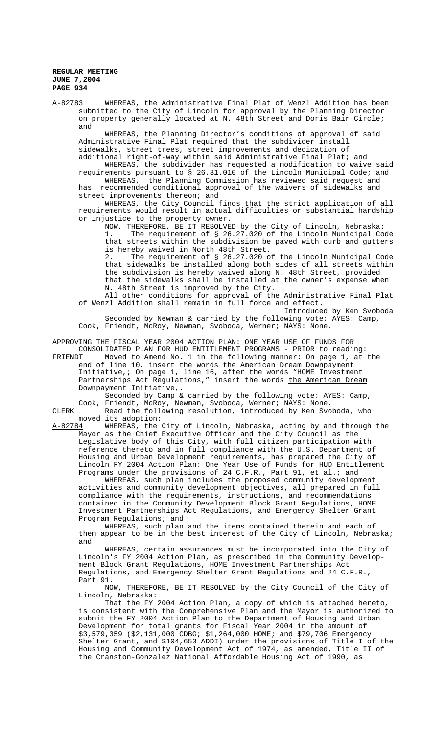A-82783 WHEREAS, the Administrative Final Plat of Wenzl Addition has been submitted to the City of Lincoln for approval by the Planning Director on property generally located at N. 48th Street and Doris Bair Circle; and

WHEREAS, the Planning Director's conditions of approval of said Administrative Final Plat required that the subdivider install sidewalks, street trees, street improvements and dedication of additional right-of-way within said Administrative Final Plat; and

WHEREAS, the subdivider has requested a modification to waive said requirements pursuant to § 26.31.010 of the Lincoln Municipal Code; and

WHEREAS, the Planning Commission has reviewed said request and has recommended conditional approval of the waivers of sidewalks and street improvements thereon; and

WHEREAS, the City Council finds that the strict application of all requirements would result in actual difficulties or substantial hardship or injustice to the property owner.

NOW, THEREFORE, BE IT RESOLVED by the City of Lincoln, Nebraska:

1. The requirement of § 26.27.020 of the Lincoln Municipal Code that streets within the subdivision be paved with curb and gutters is hereby waived in North 48th Street.
2. The requirement of § 26.27.020 of the Lincoln Municipal Code that sidewalks be installed along both sides of all streets within the subdivision is hereby waived along N. 48th Street, provided that the sidewalks shall be installed at the owner's expense when N. 48th Street is improved by the City.

All other conditions for approval of the Administrative Final Plat of Wenzl Addition shall remain in full force and effect.

Introduced by Ken Svoboda

Seconded by Newman & carried by the following vote: AYES: Camp, Cook, Friendt, McRoy, Newman, Svoboda, Werner; NAYS: None.

APPROVING THE FISCAL YEAR 2004 ACTION PLAN: ONE YEAR USE OF FUNDS FOR CONSOLIDATED PLAN FOR HUD ENTITLEMENT PROGRAMS - PRIOR to reading:

FRIENDT Moved to Amend No. 1 in the following manner: On page 1, at the end of line 10, insert the words the American Dream Downpayment Initiative,; On page 1, line 16, after the words "HOME Investment Partnerships Act Regulations," insert the words the American Dream Downpayment Initiative,.

Seconded by Camp & carried by the following vote: AYES: Camp, Cook, Friendt, McRoy, Newman, Svoboda, Werner; NAYS: None.

CLERK Read the following resolution, introduced by Ken Svoboda, who moved its adoption:

A-82784 WHEREAS, the City of Lincoln, Nebraska, acting by and through the Mayor as the Chief Executive Officer and the City Council as the Legislative body of this City, with full citizen participation with reference thereto and in full compliance with the U.S. Department of Housing and Urban Development requirements, has prepared the City of Lincoln FY 2004 Action Plan: One Year Use of Funds for HUD Entitlement Programs under the provisions of 24 C.F.R., Part 91, et al.; and

WHEREAS, such plan includes the proposed community development activities and community development objectives, all prepared in full compliance with the requirements, instructions, and recommendations contained in the Community Development Block Grant Regulations, HOME Investment Partnerships Act Regulations, and Emergency Shelter Grant Program Regulations; and

WHEREAS, such plan and the items contained therein and each of them appear to be in the best interest of the City of Lincoln, Nebraska; and

WHEREAS, certain assurances must be incorporated into the City of Lincoln's FY 2004 Action Plan, as prescribed in the Community Development Block Grant Regulations, HOME Investment Partnerships Act Regulations, and Emergency Shelter Grant Regulations and 24 C.F.R., Part 91.

NOW, THEREFORE, BE IT RESOLVED by the City Council of the City of Lincoln, Nebraska:

That the FY 2004 Action Plan, a copy of which is attached hereto, is consistent with the Comprehensive Plan and the Mayor is authorized to submit the FY 2004 Action Plan to the Department of Housing and Urban Development for total grants for Fiscal Year 2004 in the amount of $3,579,359 ($2,131,000 CDBG; $1,264,000 HOME; and $79,706 Emergency Shelter Grant, and $104,653 ADDI) under the provisions of Title I of the Housing and Community Development Act of 1974, as amended, Title II of the Cranston-Gonzalez National Affordable Housing Act of 1990, as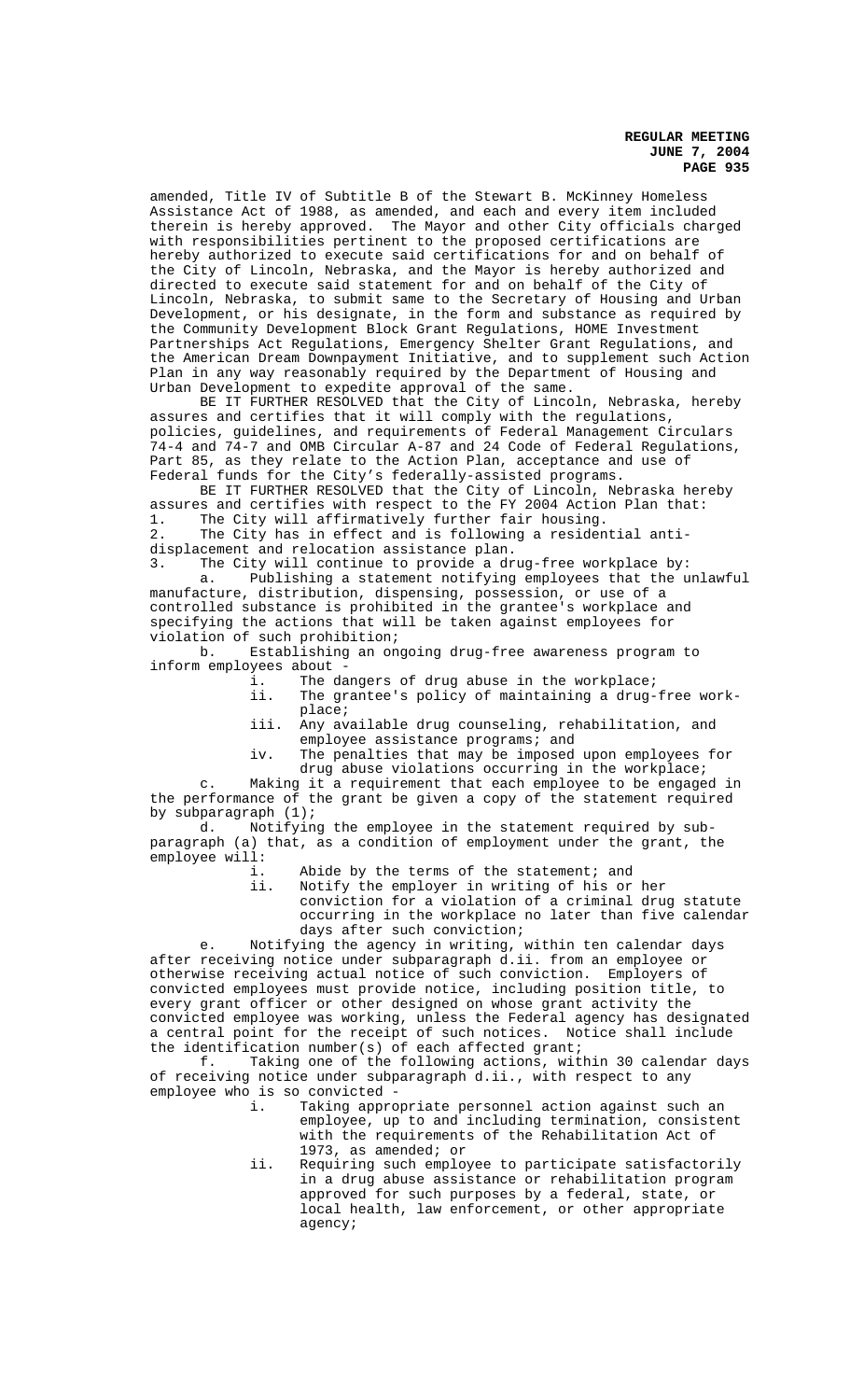amended, Title IV of Subtitle B of the Stewart B. McKinney Homeless Assistance Act of 1988, as amended, and each and every item included therein is hereby approved. The Mayor and other City officials charged with responsibilities pertinent to the proposed certifications are hereby authorized to execute said certifications for and on behalf of the City of Lincoln, Nebraska, and the Mayor is hereby authorized and directed to execute said statement for and on behalf of the City of Lincoln, Nebraska, to submit same to the Secretary of Housing and Urban Development, or his designate, in the form and substance as required by the Community Development Block Grant Regulations, HOME Investment Partnerships Act Regulations, Emergency Shelter Grant Regulations, and the American Dream Downpayment Initiative, and to supplement such Action Plan in any way reasonably required by the Department of Housing and Urban Development to expedite approval of the same.

BE IT FURTHER RESOLVED that the City of Lincoln, Nebraska, hereby assures and certifies that it will comply with the regulations, policies, guidelines, and requirements of Federal Management Circulars 74-4 and 74-7 and OMB Circular A-87 and 24 Code of Federal Regulations, Part 85, as they relate to the Action Plan, acceptance and use of Federal funds for the City's federally-assisted programs.

BE IT FURTHER RESOLVED that the City of Lincoln, Nebraska hereby assures and certifies with respect to the FY 2004 Action Plan that:

1. The City will affirmatively further fair housing.
2. The City has in effect and is following a residential anti-displacement and relocation assistance plan.
3. The City will continue to provide a drug-free workplace by:
   a. Publishing a statement notifying employees that the unlawful manufacture, distribution, dispensing, possession, or use of a controlled substance is prohibited in the grantee's workplace and specifying the actions that will be taken against employees for violation of such prohibition;
   b. Establishing an ongoing drug-free awareness program to inform employees about -
      i. The dangers of drug abuse in the workplace;
      ii. The grantee's policy of maintaining a drug-free workplace;
      iii. Any available drug counseling, rehabilitation, and employee assistance programs; and
      iv. The penalties that may be imposed upon employees for drug abuse violations occurring in the workplace;
   c. Making it a requirement that each employee to be engaged in the performance of the grant be given a copy of the statement required by subparagraph (1);
   d. Notifying the employee in the statement required by subparagraph (a) that, as a condition of employment under the grant, the employee will:
      i. Abide by the terms of the statement; and
      ii. Notify the employer in writing of his or her conviction for a violation of a criminal drug statute occurring in the workplace no later than five calendar days after such conviction;
   e. Notifying the agency in writing, within ten calendar days after receiving notice under subparagraph d.ii. from an employee or otherwise receiving actual notice of such conviction. Employers of convicted employees must provide notice, including position title, to every grant officer or other designed on whose grant activity the convicted employee was working, unless the Federal agency has designated a central point for the receipt of such notices. Notice shall include the identification number(s) of each affected grant;
   f. Taking one of the following actions, within 30 calendar days of receiving notice under subparagraph d.ii., with respect to any employee who is so convicted -
      i. Taking appropriate personnel action against such an employee, up to and including termination, consistent with the requirements of the Rehabilitation Act of 1973, as amended; or
      ii. Requiring such employee to participate satisfactorily in a drug abuse assistance or rehabilitation program approved for such purposes by a federal, state, or local health, law enforcement, or other appropriate agency;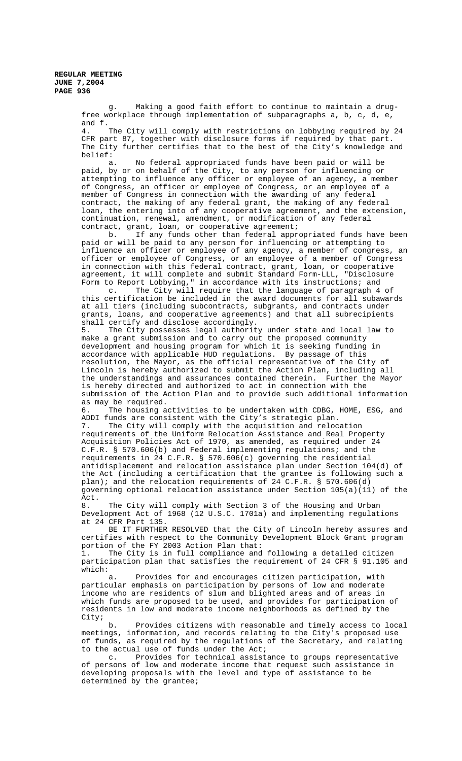g. Making a good faith effort to continue to maintain a drug-free workplace through implementation of subparagraphs a, b, c, d, e, and f.

4. The City will comply with restrictions on lobbying required by 24 CFR part 87, together with disclosure forms if required by that part. The City further certifies that to the best of the City's knowledge and belief:

a. No federal appropriated funds have been paid or will be paid, by or on behalf of the City, to any person for influencing or attempting to influence any officer or employee of an agency, a member of Congress, an officer or employee of Congress, or an employee of a member of Congress in connection with the awarding of any federal contract, the making of any federal grant, the making of any federal loan, the entering into of any cooperative agreement, and the extension, continuation, renewal, amendment, or modification of any federal contract, grant, loan, or cooperative agreement;

b. If any funds other than federal appropriated funds have been paid or will be paid to any person for influencing or attempting to influence an officer or employee of any agency, a member of congress, an officer or employee of Congress, or an employee of a member of Congress in connection with this federal contract, grant, loan, or cooperative agreement, it will complete and submit Standard Form-LLL, "Disclosure Form to Report Lobbying," in accordance with its instructions; and

c. The City will require that the language of paragraph 4 of this certification be included in the award documents for all subawards at all tiers (including subcontracts, subgrants, and contracts under grants, loans, and cooperative agreements) and that all subrecipients shall certify and disclose accordingly.

5. The City possesses legal authority under state and local law to make a grant submission and to carry out the proposed community development and housing program for which it is seeking funding in accordance with applicable HUD regulations. By passage of this resolution, the Mayor, as the official representative of the City of Lincoln is hereby authorized to submit the Action Plan, including all the understandings and assurances contained therein. Further the Mayor is hereby directed and authorized to act in connection with the submission of the Action Plan and to provide such additional information as may be required.

6. The housing activities to be undertaken with CDBG, HOME, ESG, and ADDI funds are consistent with the City's strategic plan.

7. The City will comply with the acquisition and relocation requirements of the Uniform Relocation Assistance and Real Property Acquisition Policies Act of 1970, as amended, as required under 24 C.F.R. § 570.606(b) and Federal implementing regulations; and the requirements in 24 C.F.R. § 570.606(c) governing the residential antidisplacement and relocation assistance plan under Section 104(d) of the Act (including a certification that the grantee is following such a plan); and the relocation requirements of 24 C.F.R. § 570.606(d) governing optional relocation assistance under Section 105(a)(11) of the Act.

8. The City will comply with Section 3 of the Housing and Urban Development Act of 1968 (12 U.S.C. 1701a) and implementing regulations at 24 CFR Part 135.

BE IT FURTHER RESOLVED that the City of Lincoln hereby assures and certifies with respect to the Community Development Block Grant program portion of the FY 2003 Action Plan that:

1. The City is in full compliance and following a detailed citizen participation plan that satisfies the requirement of 24 CFR § 91.105 and which:

a. Provides for and encourages citizen participation, with particular emphasis on participation by persons of low and moderate income who are residents of slum and blighted areas and of areas in which funds are proposed to be used, and provides for participation of residents in low and moderate income neighborhoods as defined by the City;

b. Provides citizens with reasonable and timely access to local meetings, information, and records relating to the City's proposed use of funds, as required by the regulations of the Secretary, and relating to the actual use of funds under the Act;

c. Provides for technical assistance to groups representative of persons of low and moderate income that request such assistance in developing proposals with the level and type of assistance to be determined by the grantee;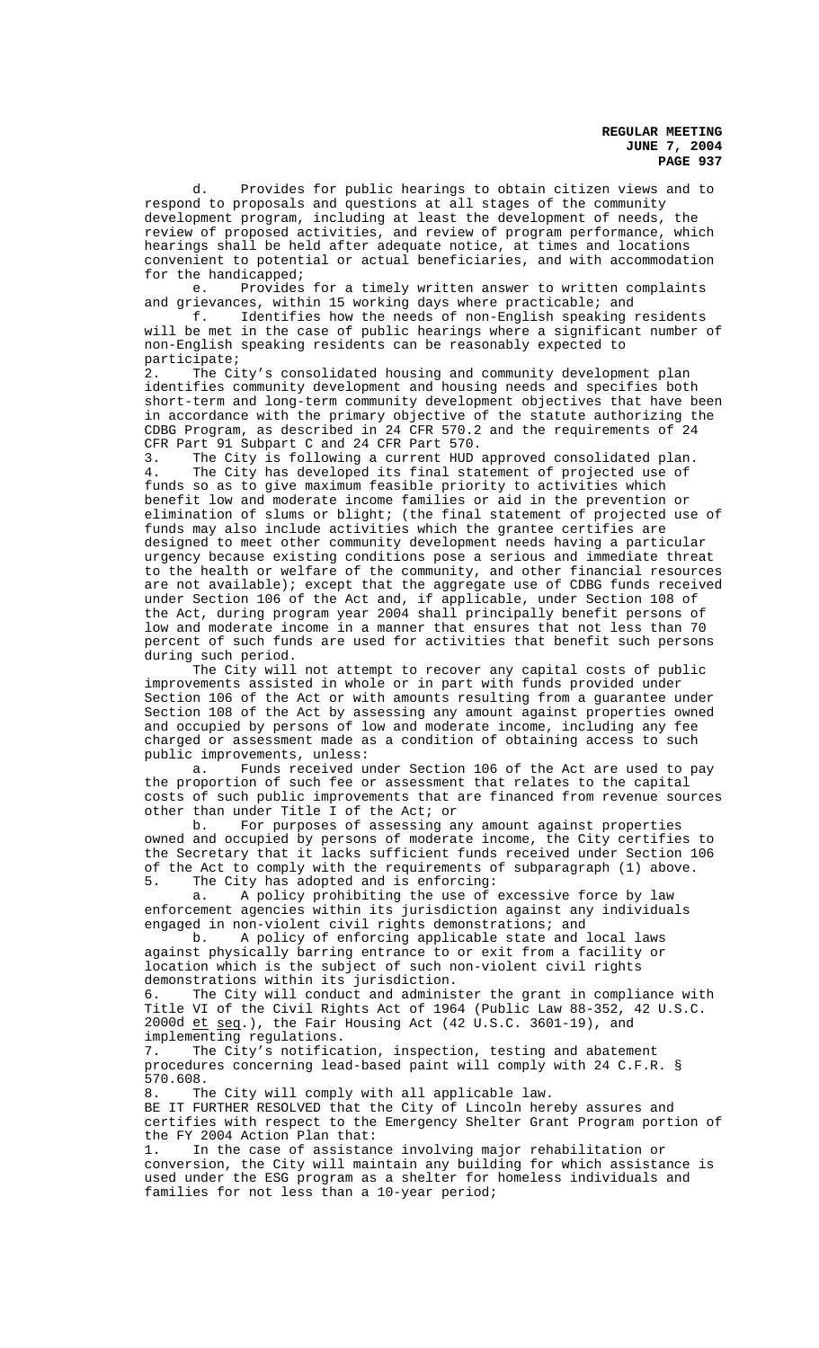d. Provides for public hearings to obtain citizen views and to respond to proposals and questions at all stages of the community development program, including at least the development of needs, the review of proposed activities, and review of program performance, which hearings shall be held after adequate notice, at times and locations convenient to potential or actual beneficiaries, and with accommodation for the handicapped;

e. Provides for a timely written answer to written complaints and grievances, within 15 working days where practicable; and

f. Identifies how the needs of non-English speaking residents will be met in the case of public hearings where a significant number of non-English speaking residents can be reasonably expected to participate;

2. The City's consolidated housing and community development plan identifies community development and housing needs and specifies both short-term and long-term community development objectives that have been in accordance with the primary objective of the statute authorizing the CDBG Program, as described in 24 CFR 570.2 and the requirements of 24 CFR Part 91 Subpart C and 24 CFR Part 570.

3. The City is following a current HUD approved consolidated plan.

4. The City has developed its final statement of projected use of funds so as to give maximum feasible priority to activities which benefit low and moderate income families or aid in the prevention or elimination of slums or blight; (the final statement of projected use of funds may also include activities which the grantee certifies are designed to meet other community development needs having a particular urgency because existing conditions pose a serious and immediate threat to the health or welfare of the community, and other financial resources are not available); except that the aggregate use of CDBG funds received under Section 106 of the Act and, if applicable, under Section 108 of the Act, during program year 2004 shall principally benefit persons of low and moderate income in a manner that ensures that not less than 70 percent of such funds are used for activities that benefit such persons during such period.

The City will not attempt to recover any capital costs of public improvements assisted in whole or in part with funds provided under Section 106 of the Act or with amounts resulting from a guarantee under Section 108 of the Act by assessing any amount against properties owned and occupied by persons of low and moderate income, including any fee charged or assessment made as a condition of obtaining access to such public improvements, unless:

a. Funds received under Section 106 of the Act are used to pay the proportion of such fee or assessment that relates to the capital costs of such public improvements that are financed from revenue sources other than under Title I of the Act; or

b. For purposes of assessing any amount against properties owned and occupied by persons of moderate income, the City certifies to the Secretary that it lacks sufficient funds received under Section 106 of the Act to comply with the requirements of subparagraph (1) above.

5. The City has adopted and is enforcing:

a. A policy prohibiting the use of excessive force by law enforcement agencies within its jurisdiction against any individuals engaged in non-violent civil rights demonstrations; and

b. A policy of enforcing applicable state and local laws against physically barring entrance to or exit from a facility or location which is the subject of such non-violent civil rights demonstrations within its jurisdiction.

6. The City will conduct and administer the grant in compliance with Title VI of the Civil Rights Act of 1964 (Public Law 88-352, 42 U.S.C. 2000d et seq.), the Fair Housing Act (42 U.S.C. 3601-19), and implementing regulations.

7. The City's notification, inspection, testing and abatement procedures concerning lead-based paint will comply with 24 C.F.R. § 570.608.

8. The City will comply with all applicable law.

BE IT FURTHER RESOLVED that the City of Lincoln hereby assures and certifies with respect to the Emergency Shelter Grant Program portion of the FY 2004 Action Plan that:

1. In the case of assistance involving major rehabilitation or conversion, the City will maintain any building for which assistance is used under the ESG program as a shelter for homeless individuals and families for not less than a 10-year period;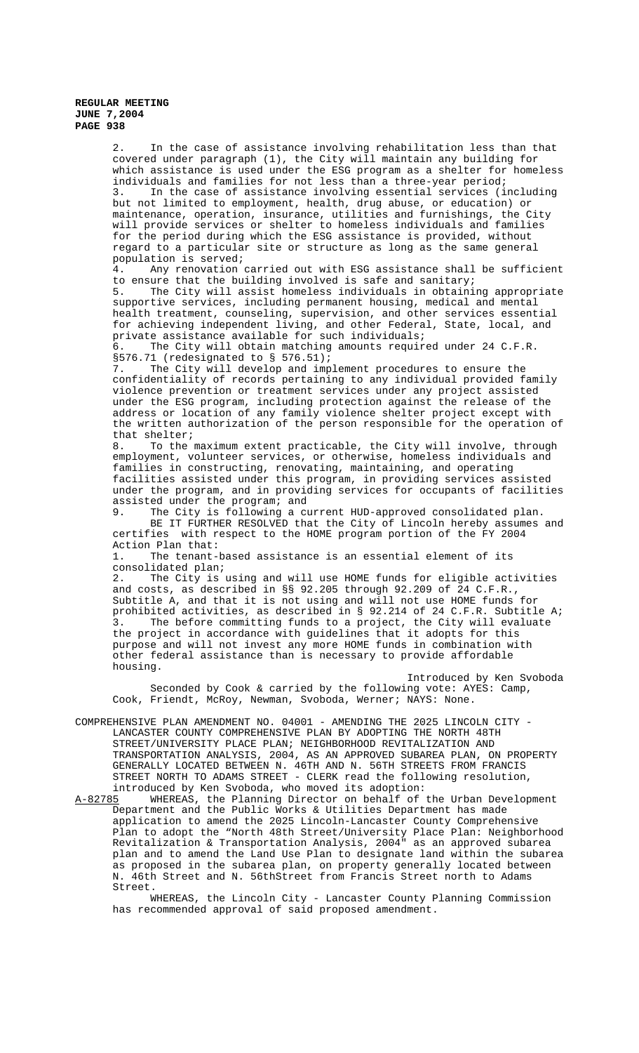2. In the case of assistance involving rehabilitation less than that covered under paragraph (1), the City will maintain any building for which assistance is used under the ESG program as a shelter for homeless individuals and families for not less than a three-year period;

3. In the case of assistance involving essential services (including but not limited to employment, health, drug abuse, or education) or maintenance, operation, insurance, utilities and furnishings, the City will provide services or shelter to homeless individuals and families for the period during which the ESG assistance is provided, without regard to a particular site or structure as long as the same general population is served;

4. Any renovation carried out with ESG assistance shall be sufficient to ensure that the building involved is safe and sanitary;

5. The City will assist homeless individuals in obtaining appropriate supportive services, including permanent housing, medical and mental health treatment, counseling, supervision, and other services essential for achieving independent living, and other Federal, State, local, and private assistance available for such individuals;

6. The City will obtain matching amounts required under 24 C.F.R. §576.71 (redesignated to § 576.51);

7. The City will develop and implement procedures to ensure the confidentiality of records pertaining to any individual provided family violence prevention or treatment services under any project assisted under the ESG program, including protection against the release of the address or location of any family violence shelter project except with the written authorization of the person responsible for the operation of that shelter;

8. To the maximum extent practicable, the City will involve, through employment, volunteer services, or otherwise, homeless individuals and families in constructing, renovating, maintaining, and operating facilities assisted under this program, in providing services assisted under the program, and in providing services for occupants of facilities assisted under the program; and

9. The City is following a current HUD-approved consolidated plan.

BE IT FURTHER RESOLVED that the City of Lincoln hereby assumes and certifies with respect to the HOME program portion of the FY 2004 Action Plan that:

1. The tenant-based assistance is an essential element of its consolidated plan;

2. The City is using and will use HOME funds for eligible activities and costs, as described in §§ 92.205 through 92.209 of 24 C.F.R., Subtitle A, and that it is not using and will not use HOME funds for prohibited activities, as described in § 92.214 of 24 C.F.R. Subtitle A;

3. The before committing funds to a project, the City will evaluate the project in accordance with guidelines that it adopts for this purpose and will not invest any more HOME funds in combination with other federal assistance than is necessary to provide affordable housing.

Introduced by Ken Svoboda

Seconded by Cook & carried by the following vote: AYES: Camp, Cook, Friendt, McRoy, Newman, Svoboda, Werner; NAYS: None.

COMPREHENSIVE PLAN AMENDMENT NO. 04001 - AMENDING THE 2025 LINCOLN CITY - LANCASTER COUNTY COMPREHENSIVE PLAN BY ADOPTING THE NORTH 48TH STREET/UNIVERSITY PLACE PLAN; NEIGHBORHOOD REVITALIZATION AND TRANSPORTATION ANALYSIS, 2004, AS AN APPROVED SUBAREA PLAN, ON PROPERTY GENERALLY LOCATED BETWEEN N. 46TH AND N. 56TH STREETS FROM FRANCIS STREET NORTH TO ADAMS STREET - CLERK read the following resolution, introduced by Ken Svoboda, who moved its adoption:

A-82785 WHEREAS, the Planning Director on behalf of the Urban Development Department and the Public Works & Utilities Department has made application to amend the 2025 Lincoln-Lancaster County Comprehensive Plan to adopt the "North 48th Street/University Place Plan: Neighborhood Revitalization & Transportation Analysis, 2004" as an approved subarea plan and to amend the Land Use Plan to designate land within the subarea as proposed in the subarea plan, on property generally located between N. 46th Street and N. 56thStreet from Francis Street north to Adams Street.

WHEREAS, the Lincoln City - Lancaster County Planning Commission has recommended approval of said proposed amendment.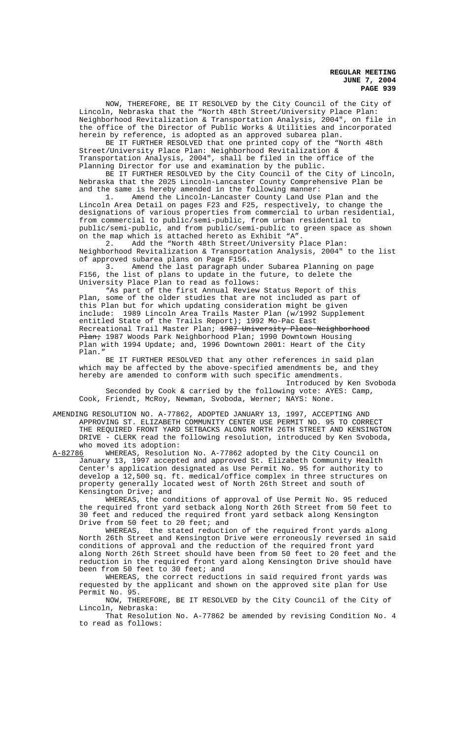NOW, THEREFORE, BE IT RESOLVED by the City Council of the City of Lincoln, Nebraska that the "North 48th Street/University Place Plan: Neighborhood Revitalization & Transportation Analysis, 2004", on file in the office of the Director of Public Works & Utilities and incorporated herein by reference, is adopted as an approved subarea plan.

BE IT FURTHER RESOLVED that one printed copy of the "North 48th Street/University Place Plan: Neighborhood Revitalization & Transportation Analysis, 2004", shall be filed in the office of the Planning Director for use and examination by the public.

BE IT FURTHER RESOLVED by the City Council of the City of Lincoln, Nebraska that the 2025 Lincoln-Lancaster County Comprehensive Plan be and the same is hereby amended in the following manner:

1. Amend the Lincoln-Lancaster County Land Use Plan and the Lincoln Area Detail on pages F23 and F25, respectively, to change the designations of various properties from commercial to urban residential, from commercial to public/semi-public, from urban residential to public/semi-public, and from public/semi-public to green space as shown on the map which is attached hereto as Exhibit "A".
2. Add the "North 48th Street/University Place Plan: Neighborhood Revitalization & Transportation Analysis, 2004" to the list of approved subarea plans on Page F156.
3. Amend the last paragraph under Subarea Planning on page F156, the list of plans to update in the future, to delete the University Place Plan to read as follows:

"As part of the first Annual Review Status Report of this Plan, some of the older studies that are not included as part of this Plan but for which updating consideration might be given include: 1989 Lincoln Area Trails Master Plan (w/1992 Supplement entitled State of the Trails Report); 1992 Mo-Pac East Recreational Trail Master Plan; ~~1987 University Place Neighborhood Plan;~~ 1987 Woods Park Neighborhood Plan; 1990 Downtown Housing Plan with 1994 Update; and, 1996 Downtown 2001: Heart of the City Plan."

BE IT FURTHER RESOLVED that any other references in said plan which may be affected by the above-specified amendments be, and they hereby are amended to conform with such specific amendments.

Introduced by Ken Svoboda

Seconded by Cook & carried by the following vote: AYES: Camp, Cook, Friendt, McRoy, Newman, Svoboda, Werner; NAYS: None.

AMENDING RESOLUTION NO. A-77862, ADOPTED JANUARY 13, 1997, ACCEPTING AND APPROVING ST. ELIZABETH COMMUNITY CENTER USE PERMIT NO. 95 TO CORRECT THE REQUIRED FRONT YARD SETBACKS ALONG NORTH 26TH STREET AND KENSINGTON DRIVE - CLERK read the following resolution, introduced by Ken Svoboda, who moved its adoption:

A-82786 WHEREAS, Resolution No. A-77862 adopted by the City Council on January 13, 1997 accepted and approved St. Elizabeth Community Health Center's application designated as Use Permit No. 95 for authority to develop a 12,500 sq. ft. medical/office complex in three structures on property generally located west of North 26th Street and south of Kensington Drive; and

WHEREAS, the conditions of approval of Use Permit No. 95 reduced the required front yard setback along North 26th Street from 50 feet to 30 feet and reduced the required front yard setback along Kensington Drive from 50 feet to 20 feet; and

WHEREAS, the stated reduction of the required front yards along North 26th Street and Kensington Drive were erroneously reversed in said conditions of approval and the reduction of the required front yard along North 26th Street should have been from 50 feet to 20 feet and the reduction in the required front yard along Kensington Drive should have been from 50 feet to 30 feet; and

WHEREAS, the correct reductions in said required front yards was requested by the applicant and shown on the approved site plan for Use Permit No. 95.

NOW, THEREFORE, BE IT RESOLVED by the City Council of the City of Lincoln, Nebraska:

That Resolution No. A-77862 be amended by revising Condition No. 4 to read as follows: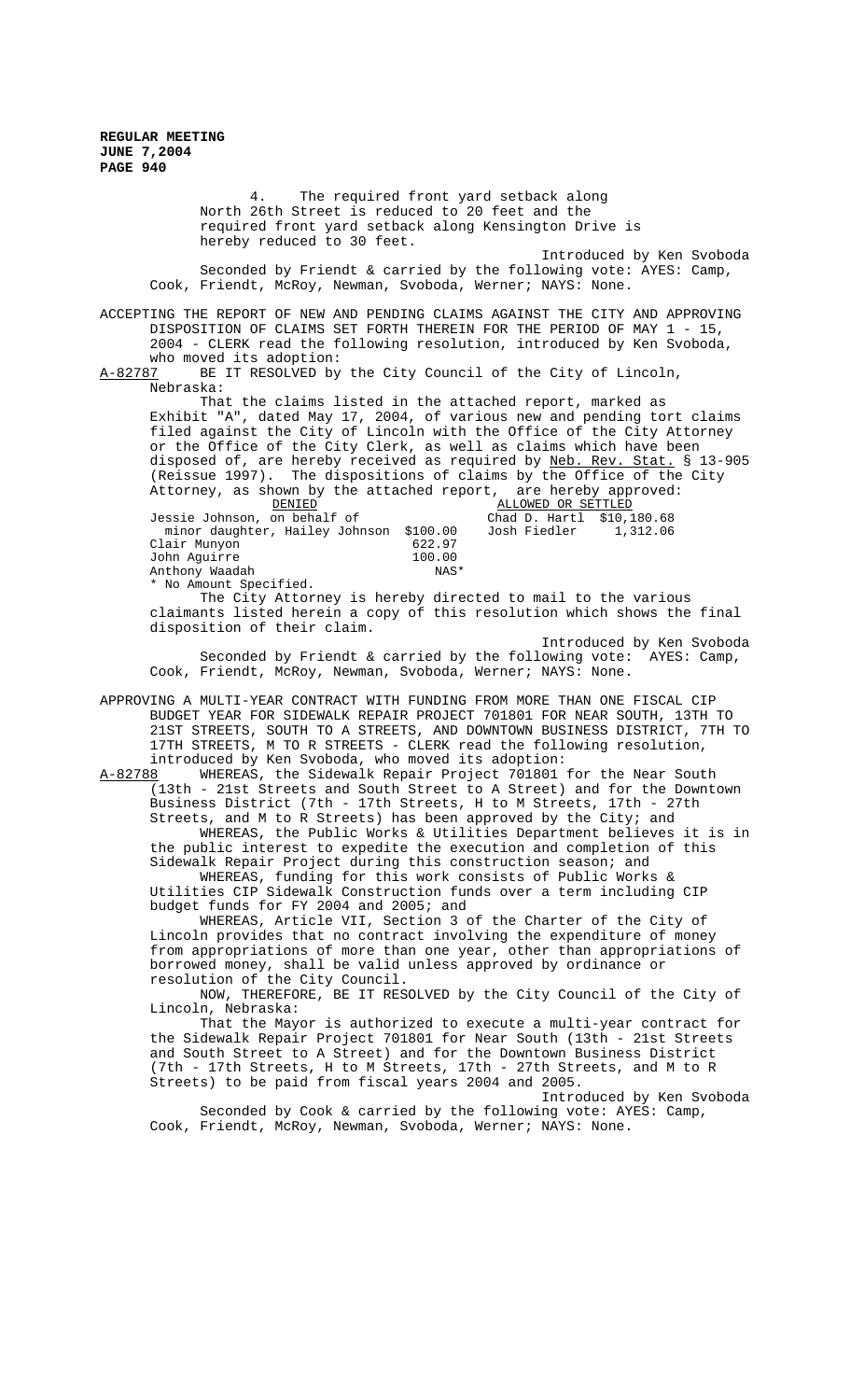4. The required front yard setback along North 26th Street is reduced to 20 feet and the required front yard setback along Kensington Drive is hereby reduced to 30 feet.

Introduced by Ken Svoboda

Seconded by Friendt & carried by the following vote: AYES: Camp, Cook, Friendt, McRoy, Newman, Svoboda, Werner; NAYS: None.

ACCEPTING THE REPORT OF NEW AND PENDING CLAIMS AGAINST THE CITY AND APPROVING DISPOSITION OF CLAIMS SET FORTH THEREIN FOR THE PERIOD OF MAY 1 - 15, 2004 - CLERK read the following resolution, introduced by Ken Svoboda, who moved its adoption:

A-82787 BE IT RESOLVED by the City Council of the City of Lincoln, Nebraska:

That the claims listed in the attached report, marked as Exhibit "A", dated May 17, 2004, of various new and pending tort claims filed against the City of Lincoln with the Office of the City Attorney or the Office of the City Clerk, as well as claims which have been disposed of, are hereby received as required by Neb. Rev. Stat. § 13-905 (Reissue 1997). The dispositions of claims by the Office of the City Attorney, as shown by the attached report, are hereby approved:

| DENIED | | ALLOWED OR SETTLED | |
|---|---|---|---|
| Jessie Johnson, on behalf of minor daughter, Hailey Johnson | $100.00 | Chad D. Hartl | $10,180.68 |
| Clair Munyon | 622.97 | Josh Fiedler | 1,312.06 |
| John Aguirre | 100.00 | | |
| Anthony Waadah | NAS* | | |

* No Amount Specified.

The City Attorney is hereby directed to mail to the various claimants listed herein a copy of this resolution which shows the final disposition of their claim.

Introduced by Ken Svoboda

Seconded by Friendt & carried by the following vote: AYES: Camp, Cook, Friendt, McRoy, Newman, Svoboda, Werner; NAYS: None.

APPROVING A MULTI-YEAR CONTRACT WITH FUNDING FROM MORE THAN ONE FISCAL CIP BUDGET YEAR FOR SIDEWALK REPAIR PROJECT 701801 FOR NEAR SOUTH, 13TH TO 21ST STREETS, SOUTH TO A STREETS, AND DOWNTOWN BUSINESS DISTRICT, 7TH TO 17TH STREETS, M TO R STREETS - CLERK read the following resolution, introduced by Ken Svoboda, who moved its adoption:

A-82788 WHEREAS, the Sidewalk Repair Project 701801 for the Near South (13th - 21st Streets and South Street to A Street) and for the Downtown Business District (7th - 17th Streets, H to M Streets, 17th - 27th Streets, and M to R Streets) has been approved by the City; and

WHEREAS, the Public Works & Utilities Department believes it is in the public interest to expedite the execution and completion of this Sidewalk Repair Project during this construction season; and

WHEREAS, funding for this work consists of Public Works & Utilities CIP Sidewalk Construction funds over a term including CIP budget funds for FY 2004 and 2005; and

WHEREAS, Article VII, Section 3 of the Charter of the City of Lincoln provides that no contract involving the expenditure of money from appropriations of more than one year, other than appropriations of borrowed money, shall be valid unless approved by ordinance or resolution of the City Council.

NOW, THEREFORE, BE IT RESOLVED by the City Council of the City of Lincoln, Nebraska:

That the Mayor is authorized to execute a multi-year contract for the Sidewalk Repair Project 701801 for Near South (13th - 21st Streets and South Street to A Street) and for the Downtown Business District (7th - 17th Streets, H to M Streets, 17th - 27th Streets, and M to R Streets) to be paid from fiscal years 2004 and 2005.

Introduced by Ken Svoboda

Seconded by Cook & carried by the following vote: AYES: Camp, Cook, Friendt, McRoy, Newman, Svoboda, Werner; NAYS: None.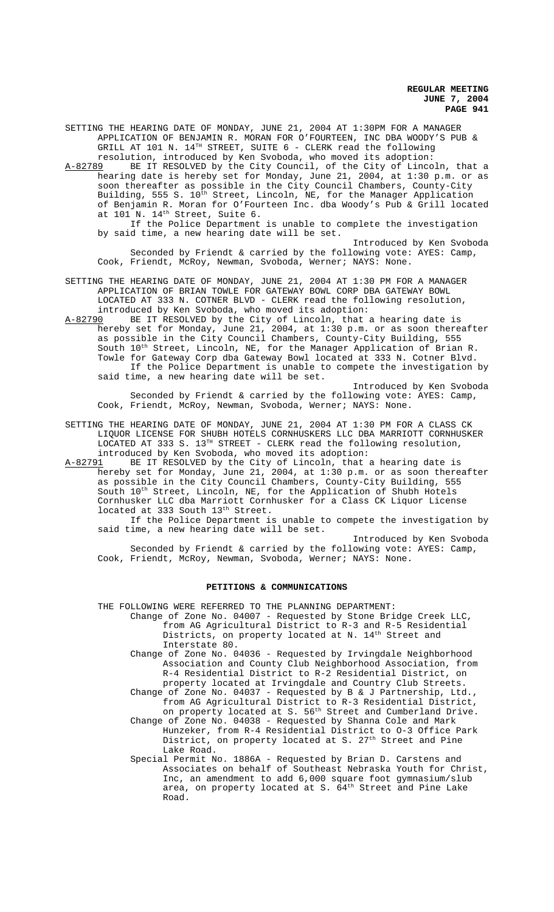SETTING THE HEARING DATE OF MONDAY, JUNE 21, 2004 AT 1:30PM FOR A MANAGER APPLICATION OF BENJAMIN R. MORAN FOR O'FOURTEEN, INC DBA WOODY'S PUB & GRILL AT 101 N. 14TH STREET, SUITE 6 - CLERK read the following resolution, introduced by Ken Svoboda, who moved its adoption:

A-82789 BE IT RESOLVED by the City Council, of the City of Lincoln, that a hearing date is hereby set for Monday, June 21, 2004, at 1:30 p.m. or as soon thereafter as possible in the City Council Chambers, County-City Building, 555 S. 10th Street, Lincoln, NE, for the Manager Application of Benjamin R. Moran for O'Fourteen Inc. dba Woody's Pub & Grill located at 101 N. 14th Street, Suite 6.

If the Police Department is unable to complete the investigation by said time, a new hearing date will be set.

Introduced by Ken Svoboda

Seconded by Friendt & carried by the following vote: AYES: Camp, Cook, Friendt, McRoy, Newman, Svoboda, Werner; NAYS: None.

SETTING THE HEARING DATE OF MONDAY, JUNE 21, 2004 AT 1:30 PM FOR A MANAGER APPLICATION OF BRIAN TOWLE FOR GATEWAY BOWL CORP DBA GATEWAY BOWL LOCATED AT 333 N. COTNER BLVD - CLERK read the following resolution, introduced by Ken Svoboda, who moved its adoption:

A-82790 BE IT RESOLVED by the City of Lincoln, that a hearing date is hereby set for Monday, June 21, 2004, at 1:30 p.m. or as soon thereafter as possible in the City Council Chambers, County-City Building, 555 South 10th Street, Lincoln, NE, for the Manager Application of Brian R. Towle for Gateway Corp dba Gateway Bowl located at 333 N. Cotner Blvd.

If the Police Department is unable to compete the investigation by said time, a new hearing date will be set.

Introduced by Ken Svoboda

Seconded by Friendt & carried by the following vote: AYES: Camp, Cook, Friendt, McRoy, Newman, Svoboda, Werner; NAYS: None.

SETTING THE HEARING DATE OF MONDAY, JUNE 21, 2004 AT 1:30 PM FOR A CLASS CK LIQUOR LICENSE FOR SHUBH HOTELS CORNHUSKERS LLC DBA MARRIOTT CORNHUSKER LOCATED AT 333 S. 13TH STREET - CLERK read the following resolution, introduced by Ken Svoboda, who moved its adoption:

A-82791 BE IT RESOLVED by the City of Lincoln, that a hearing date is hereby set for Monday, June 21, 2004, at 1:30 p.m. or as soon thereafter as possible in the City Council Chambers, County-City Building, 555 South 10th Street, Lincoln, NE, for the Application of Shubh Hotels Cornhusker LLC dba Marriott Cornhusker for a Class CK Liquor License located at 333 South 13th Street.

If the Police Department is unable to compete the investigation by said time, a new hearing date will be set.

Introduced by Ken Svoboda

Seconded by Friendt & carried by the following vote: AYES: Camp, Cook, Friendt, McRoy, Newman, Svoboda, Werner; NAYS: None.

## PETITIONS & COMMUNICATIONS

THE FOLLOWING WERE REFERRED TO THE PLANNING DEPARTMENT:

- Change of Zone No. 04007 - Requested by Stone Bridge Creek LLC, from AG Agricultural District to R-3 and R-5 Residential Districts, on property located at N. 14th Street and Interstate 80.
- Change of Zone No. 04036 - Requested by Irvingdale Neighborhood Association and County Club Neighborhood Association, from R-4 Residential District to R-2 Residential District, on property located at Irvingdale and Country Club Streets.
- Change of Zone No. 04037 - Requested by B & J Partnership, Ltd., from AG Agricultural District to R-3 Residential District, on property located at S. 56th Street and Cumberland Drive.
- Change of Zone No. 04038 - Requested by Shanna Cole and Mark Hunzeker, from R-4 Residential District to O-3 Office Park District, on property located at S. 27th Street and Pine Lake Road.
- Special Permit No. 1886A - Requested by Brian D. Carstens and Associates on behalf of Southeast Nebraska Youth for Christ, Inc, an amendment to add 6,000 square foot gymnasium/slub area, on property located at S. 64th Street and Pine Lake Road.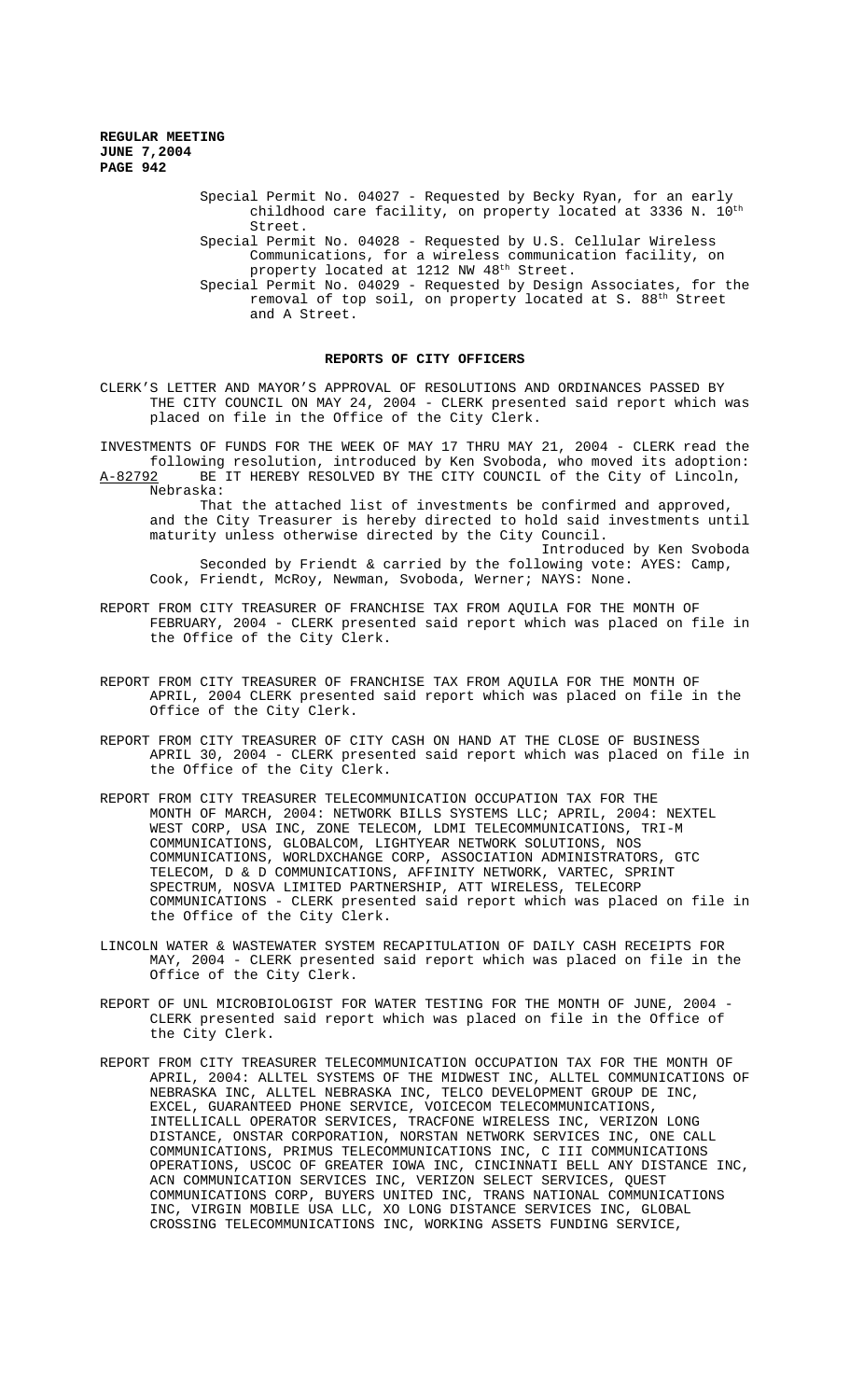Special Permit No. 04027 - Requested by Becky Ryan, for an early childhood care facility, on property located at 3336 N. 10th Street.

Special Permit No. 04028 - Requested by U.S. Cellular Wireless Communications, for a wireless communication facility, on property located at 1212 NW 48th Street.

Special Permit No. 04029 - Requested by Design Associates, for the removal of top soil, on property located at S. 88th Street and A Street.

## REPORTS OF CITY OFFICERS

CLERK'S LETTER AND MAYOR'S APPROVAL OF RESOLUTIONS AND ORDINANCES PASSED BY THE CITY COUNCIL ON MAY 24, 2004 - CLERK presented said report which was placed on file in the Office of the City Clerk.

INVESTMENTS OF FUNDS FOR THE WEEK OF MAY 17 THRU MAY 21, 2004 - CLERK read the following resolution, introduced by Ken Svoboda, who moved its adoption:

A-82792 BE IT HEREBY RESOLVED BY THE CITY COUNCIL of the City of Lincoln, Nebraska:

That the attached list of investments be confirmed and approved, and the City Treasurer is hereby directed to hold said investments until maturity unless otherwise directed by the City Council.

Introduced by Ken Svoboda

Seconded by Friendt & carried by the following vote: AYES: Camp, Cook, Friendt, McRoy, Newman, Svoboda, Werner; NAYS: None.

REPORT FROM CITY TREASURER OF FRANCHISE TAX FROM AQUILA FOR THE MONTH OF FEBRUARY, 2004 - CLERK presented said report which was placed on file in the Office of the City Clerk.

REPORT FROM CITY TREASURER OF FRANCHISE TAX FROM AQUILA FOR THE MONTH OF APRIL, 2004 CLERK presented said report which was placed on file in the Office of the City Clerk.

REPORT FROM CITY TREASURER OF CITY CASH ON HAND AT THE CLOSE OF BUSINESS APRIL 30, 2004 - CLERK presented said report which was placed on file in the Office of the City Clerk.

REPORT FROM CITY TREASURER TELECOMMUNICATION OCCUPATION TAX FOR THE MONTH OF MARCH, 2004: NETWORK BILLS SYSTEMS LLC; APRIL, 2004: NEXTEL WEST CORP, USA INC, ZONE TELECOM, LDMI TELECOMMUNICATIONS, TRI-M COMMUNICATIONS, GLOBALCOM, LIGHTYEAR NETWORK SOLUTIONS, NOS COMMUNICATIONS, WORLDXCHANGE CORP, ASSOCIATION ADMINISTRATORS, GTC TELECOM, D & D COMMUNICATIONS, AFFINITY NETWORK, VARTEC, SPRINT SPECTRUM, NOSVA LIMITED PARTNERSHIP, ATT WIRELESS, TELECORP COMMUNICATIONS - CLERK presented said report which was placed on file in the Office of the City Clerk.

LINCOLN WATER & WASTEWATER SYSTEM RECAPITULATION OF DAILY CASH RECEIPTS FOR MAY, 2004 - CLERK presented said report which was placed on file in the Office of the City Clerk.

REPORT OF UNL MICROBIOLOGIST FOR WATER TESTING FOR THE MONTH OF JUNE, 2004 - CLERK presented said report which was placed on file in the Office of the City Clerk.

REPORT FROM CITY TREASURER TELECOMMUNICATION OCCUPATION TAX FOR THE MONTH OF APRIL, 2004: ALLTEL SYSTEMS OF THE MIDWEST INC, ALLTEL COMMUNICATIONS OF NEBRASKA INC, ALLTEL NEBRASKA INC, TELCO DEVELOPMENT GROUP DE INC, EXCEL, GUARANTEED PHONE SERVICE, VOICECOM TELECOMMUNICATIONS, INTELLICALL OPERATOR SERVICES, TRACFONE WIRELESS INC, VERIZON LONG DISTANCE, ONSTAR CORPORATION, NORSTAN NETWORK SERVICES INC, ONE CALL COMMUNICATIONS, PRIMUS TELECOMMUNICATIONS INC, C III COMMUNICATIONS OPERATIONS, USCOC OF GREATER IOWA INC, CINCINNATI BELL ANY DISTANCE INC, ACN COMMUNICATION SERVICES INC, VERIZON SELECT SERVICES, QUEST COMMUNICATIONS CORP, BUYERS UNITED INC, TRANS NATIONAL COMMUNICATIONS INC, VIRGIN MOBILE USA LLC, XO LONG DISTANCE SERVICES INC, GLOBAL CROSSING TELECOMMUNICATIONS INC, WORKING ASSETS FUNDING SERVICE,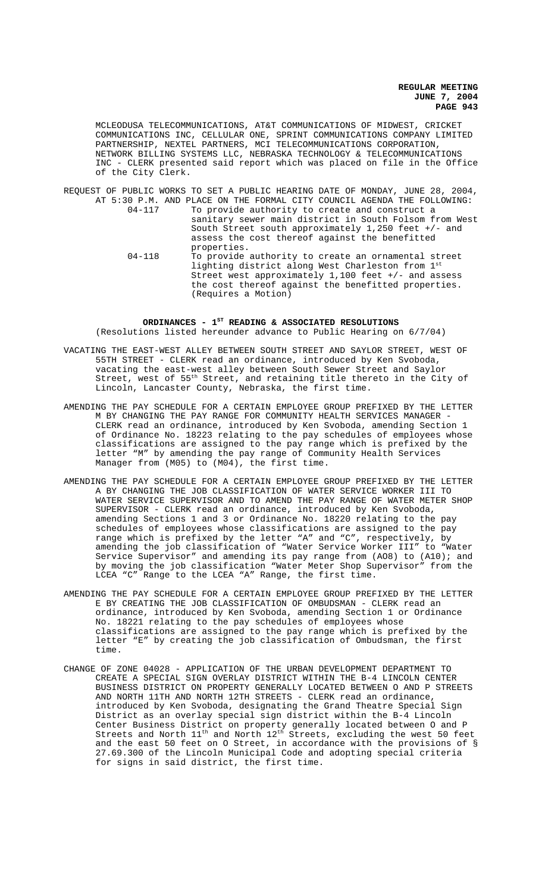MCLEODUSA TELECOMMUNICATIONS, AT&T COMMUNICATIONS OF MIDWEST, CRICKET COMMUNICATIONS INC, CELLULAR ONE, SPRINT COMMUNICATIONS COMPANY LIMITED PARTNERSHIP, NEXTEL PARTNERS, MCI TELECOMMUNICATIONS CORPORATION, NETWORK BILLING SYSTEMS LLC, NEBRASKA TECHNOLOGY & TELECOMMUNICATIONS INC - CLERK presented said report which was placed on file in the Office of the City Clerk.

REQUEST OF PUBLIC WORKS TO SET A PUBLIC HEARING DATE OF MONDAY, JUNE 28, 2004, AT 5:30 P.M. AND PLACE ON THE FORMAL CITY COUNCIL AGENDA THE FOLLOWING:

04-117 To provide authority to create and construct a sanitary sewer main district in South Folsom from West South Street south approximately 1,250 feet +/- and assess the cost thereof against the benefitted properties.

04-118 To provide authority to create an ornamental street lighting district along West Charleston from 1st Street west approximately 1,100 feet +/- and assess the cost thereof against the benefitted properties. (Requires a Motion)

## ORDINANCES - 1ST READING & ASSOCIATED RESOLUTIONS

(Resolutions listed hereunder advance to Public Hearing on 6/7/04)

VACATING THE EAST-WEST ALLEY BETWEEN SOUTH STREET AND SAYLOR STREET, WEST OF 55TH STREET - CLERK read an ordinance, introduced by Ken Svoboda, vacating the east-west alley between South Sewer Street and Saylor Street, west of 55th Street, and retaining title thereto in the City of Lincoln, Lancaster County, Nebraska, the first time.

AMENDING THE PAY SCHEDULE FOR A CERTAIN EMPLOYEE GROUP PREFIXED BY THE LETTER M BY CHANGING THE PAY RANGE FOR COMMUNITY HEALTH SERVICES MANAGER - CLERK read an ordinance, introduced by Ken Svoboda, amending Section 1 of Ordinance No. 18223 relating to the pay schedules of employees whose classifications are assigned to the pay range which is prefixed by the letter "M" by amending the pay range of Community Health Services Manager from (M05) to (M04), the first time.

AMENDING THE PAY SCHEDULE FOR A CERTAIN EMPLOYEE GROUP PREFIXED BY THE LETTER A BY CHANGING THE JOB CLASSIFICATION OF WATER SERVICE WORKER III TO WATER SERVICE SUPERVISOR AND TO AMEND THE PAY RANGE OF WATER METER SHOP SUPERVISOR - CLERK read an ordinance, introduced by Ken Svoboda, amending Sections 1 and 3 or Ordinance No. 18220 relating to the pay schedules of employees whose classifications are assigned to the pay range which is prefixed by the letter "A" and "C", respectively, by amending the job classification of "Water Service Worker III" to "Water Service Supervisor" and amending its pay range from (AO8) to (A10); and by moving the job classification "Water Meter Shop Supervisor" from the LCEA "C" Range to the LCEA "A" Range, the first time.

AMENDING THE PAY SCHEDULE FOR A CERTAIN EMPLOYEE GROUP PREFIXED BY THE LETTER E BY CREATING THE JOB CLASSIFICATION OF OMBUDSMAN - CLERK read an ordinance, introduced by Ken Svoboda, amending Section 1 or Ordinance No. 18221 relating to the pay schedules of employees whose classifications are assigned to the pay range which is prefixed by the letter "E" by creating the job classification of Ombudsman, the first time.

CHANGE OF ZONE 04028 - APPLICATION OF THE URBAN DEVELOPMENT DEPARTMENT TO CREATE A SPECIAL SIGN OVERLAY DISTRICT WITHIN THE B-4 LINCOLN CENTER BUSINESS DISTRICT ON PROPERTY GENERALLY LOCATED BETWEEN O AND P STREETS AND NORTH 11TH AND NORTH 12TH STREETS - CLERK read an ordinance, introduced by Ken Svoboda, designating the Grand Theatre Special Sign District as an overlay special sign district within the B-4 Lincoln Center Business District on property generally located between O and P Streets and North 11th and North 12th Streets, excluding the west 50 feet and the east 50 feet on O Street, in accordance with the provisions of § 27.69.300 of the Lincoln Municipal Code and adopting special criteria for signs in said district, the first time.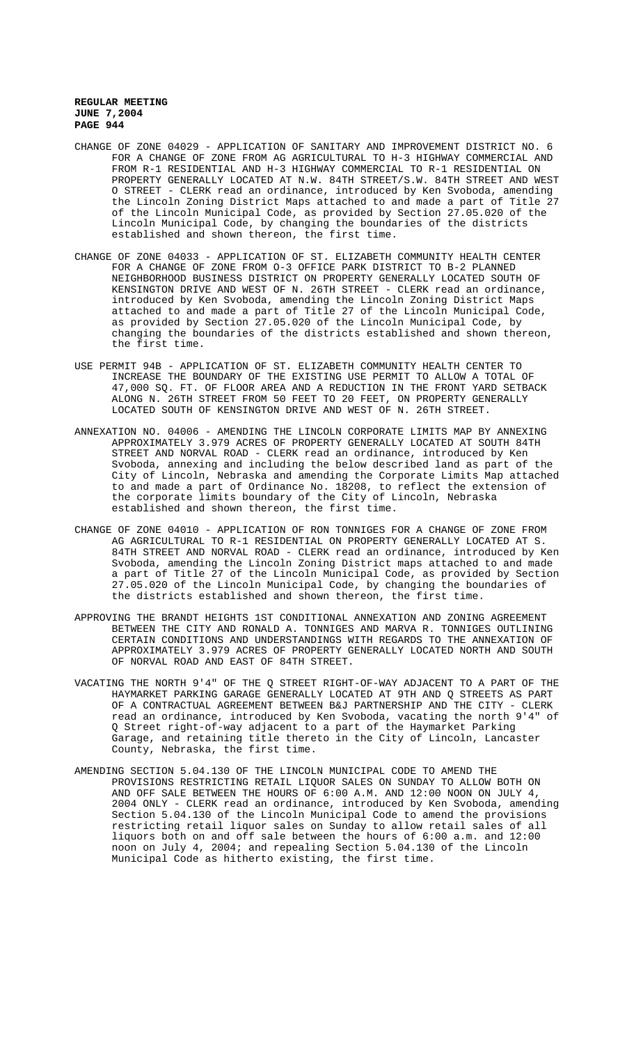CHANGE OF ZONE 04029 - APPLICATION OF SANITARY AND IMPROVEMENT DISTRICT NO. 6 FOR A CHANGE OF ZONE FROM AG AGRICULTURAL TO H-3 HIGHWAY COMMERCIAL AND FROM R-1 RESIDENTIAL AND H-3 HIGHWAY COMMERCIAL TO R-1 RESIDENTIAL ON PROPERTY GENERALLY LOCATED AT N.W. 84TH STREET/S.W. 84TH STREET AND WEST O STREET - CLERK read an ordinance, introduced by Ken Svoboda, amending the Lincoln Zoning District Maps attached to and made a part of Title 27 of the Lincoln Municipal Code, as provided by Section 27.05.020 of the Lincoln Municipal Code, by changing the boundaries of the districts established and shown thereon, the first time.

CHANGE OF ZONE 04033 - APPLICATION OF ST. ELIZABETH COMMUNITY HEALTH CENTER FOR A CHANGE OF ZONE FROM O-3 OFFICE PARK DISTRICT TO B-2 PLANNED NEIGHBORHOOD BUSINESS DISTRICT ON PROPERTY GENERALLY LOCATED SOUTH OF KENSINGTON DRIVE AND WEST OF N. 26TH STREET - CLERK read an ordinance, introduced by Ken Svoboda, amending the Lincoln Zoning District Maps attached to and made a part of Title 27 of the Lincoln Municipal Code, as provided by Section 27.05.020 of the Lincoln Municipal Code, by changing the boundaries of the districts established and shown thereon, the first time.

USE PERMIT 94B - APPLICATION OF ST. ELIZABETH COMMUNITY HEALTH CENTER TO INCREASE THE BOUNDARY OF THE EXISTING USE PERMIT TO ALLOW A TOTAL OF 47,000 SQ. FT. OF FLOOR AREA AND A REDUCTION IN THE FRONT YARD SETBACK ALONG N. 26TH STREET FROM 50 FEET TO 20 FEET, ON PROPERTY GENERALLY LOCATED SOUTH OF KENSINGTON DRIVE AND WEST OF N. 26TH STREET.

ANNEXATION NO. 04006 - AMENDING THE LINCOLN CORPORATE LIMITS MAP BY ANNEXING APPROXIMATELY 3.979 ACRES OF PROPERTY GENERALLY LOCATED AT SOUTH 84TH STREET AND NORVAL ROAD - CLERK read an ordinance, introduced by Ken Svoboda, annexing and including the below described land as part of the City of Lincoln, Nebraska and amending the Corporate Limits Map attached to and made a part of Ordinance No. 18208, to reflect the extension of the corporate limits boundary of the City of Lincoln, Nebraska established and shown thereon, the first time.

CHANGE OF ZONE 04010 - APPLICATION OF RON TONNIGES FOR A CHANGE OF ZONE FROM AG AGRICULTURAL TO R-1 RESIDENTIAL ON PROPERTY GENERALLY LOCATED AT S. 84TH STREET AND NORVAL ROAD - CLERK read an ordinance, introduced by Ken Svoboda, amending the Lincoln Zoning District maps attached to and made a part of Title 27 of the Lincoln Municipal Code, as provided by Section 27.05.020 of the Lincoln Municipal Code, by changing the boundaries of the districts established and shown thereon, the first time.

APPROVING THE BRANDT HEIGHTS 1ST CONDITIONAL ANNEXATION AND ZONING AGREEMENT BETWEEN THE CITY AND RONALD A. TONNIGES AND MARVA R. TONNIGES OUTLINING CERTAIN CONDITIONS AND UNDERSTANDINGS WITH REGARDS TO THE ANNEXATION OF APPROXIMATELY 3.979 ACRES OF PROPERTY GENERALLY LOCATED NORTH AND SOUTH OF NORVAL ROAD AND EAST OF 84TH STREET.

VACATING THE NORTH 9'4" OF THE Q STREET RIGHT-OF-WAY ADJACENT TO A PART OF THE HAYMARKET PARKING GARAGE GENERALLY LOCATED AT 9TH AND Q STREETS AS PART OF A CONTRACTUAL AGREEMENT BETWEEN B&J PARTNERSHIP AND THE CITY - CLERK read an ordinance, introduced by Ken Svoboda, vacating the north 9'4" of Q Street right-of-way adjacent to a part of the Haymarket Parking Garage, and retaining title thereto in the City of Lincoln, Lancaster County, Nebraska, the first time.

AMENDING SECTION 5.04.130 OF THE LINCOLN MUNICIPAL CODE TO AMEND THE PROVISIONS RESTRICTING RETAIL LIQUOR SALES ON SUNDAY TO ALLOW BOTH ON AND OFF SALE BETWEEN THE HOURS OF 6:00 A.M. AND 12:00 NOON ON JULY 4, 2004 ONLY - CLERK read an ordinance, introduced by Ken Svoboda, amending Section 5.04.130 of the Lincoln Municipal Code to amend the provisions restricting retail liquor sales on Sunday to allow retail sales of all liquors both on and off sale between the hours of 6:00 a.m. and 12:00 noon on July 4, 2004; and repealing Section 5.04.130 of the Lincoln Municipal Code as hitherto existing, the first time.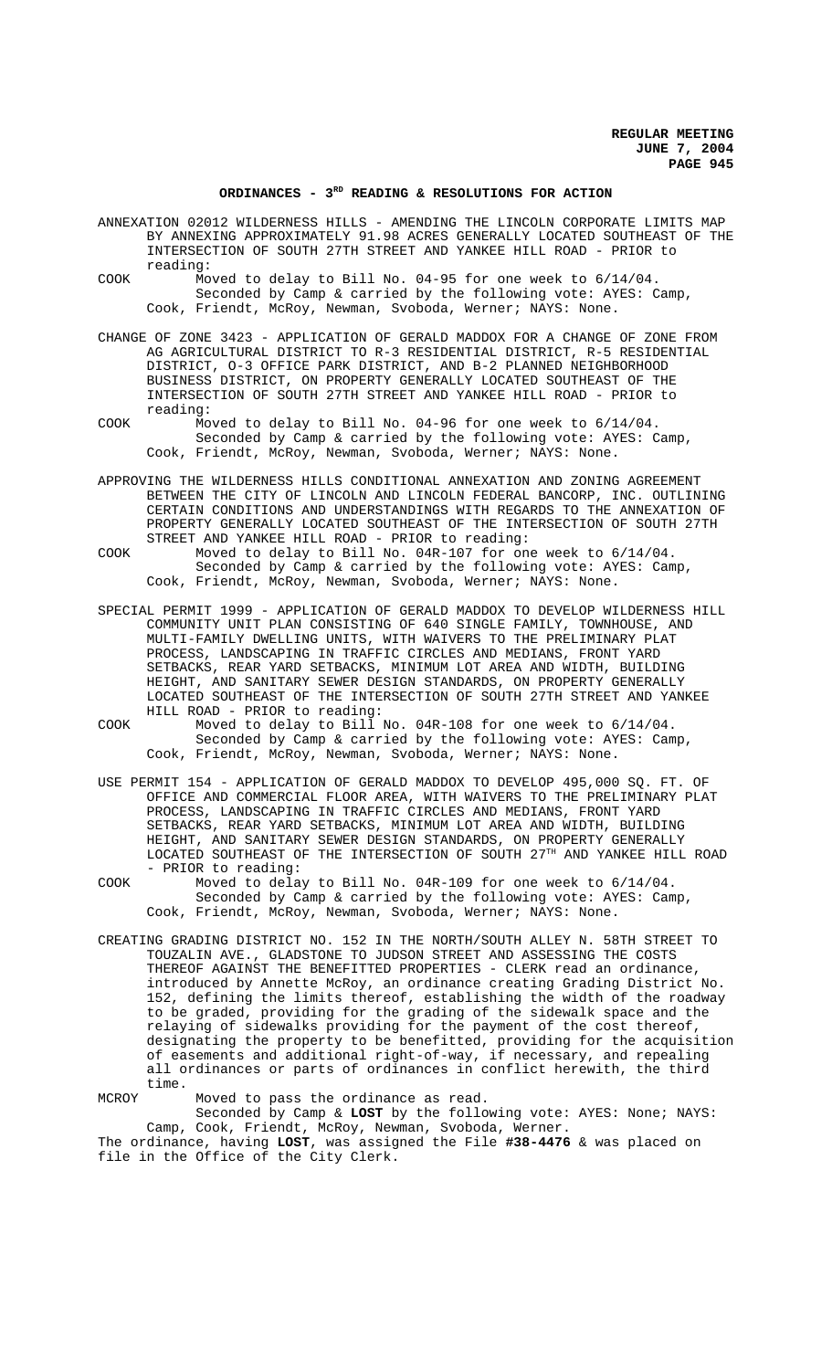## ORDINANCES - 3RD READING & RESOLUTIONS FOR ACTION

ANNEXATION 02012 WILDERNESS HILLS - AMENDING THE LINCOLN CORPORATE LIMITS MAP BY ANNEXING APPROXIMATELY 91.98 ACRES GENERALLY LOCATED SOUTHEAST OF THE INTERSECTION OF SOUTH 27TH STREET AND YANKEE HILL ROAD - PRIOR to reading:

COOK Moved to delay to Bill No. 04-95 for one week to 6/14/04.
Seconded by Camp & carried by the following vote: AYES: Camp, Cook, Friendt, McRoy, Newman, Svoboda, Werner; NAYS: None.

CHANGE OF ZONE 3423 - APPLICATION OF GERALD MADDOX FOR A CHANGE OF ZONE FROM AG AGRICULTURAL DISTRICT TO R-3 RESIDENTIAL DISTRICT, R-5 RESIDENTIAL DISTRICT, O-3 OFFICE PARK DISTRICT, AND B-2 PLANNED NEIGHBORHOOD BUSINESS DISTRICT, ON PROPERTY GENERALLY LOCATED SOUTHEAST OF THE INTERSECTION OF SOUTH 27TH STREET AND YANKEE HILL ROAD - PRIOR to reading:

COOK Moved to delay to Bill No. 04-96 for one week to 6/14/04.
Seconded by Camp & carried by the following vote: AYES: Camp, Cook, Friendt, McRoy, Newman, Svoboda, Werner; NAYS: None.

APPROVING THE WILDERNESS HILLS CONDITIONAL ANNEXATION AND ZONING AGREEMENT BETWEEN THE CITY OF LINCOLN AND LINCOLN FEDERAL BANCORP, INC. OUTLINING CERTAIN CONDITIONS AND UNDERSTANDINGS WITH REGARDS TO THE ANNEXATION OF PROPERTY GENERALLY LOCATED SOUTHEAST OF THE INTERSECTION OF SOUTH 27TH STREET AND YANKEE HILL ROAD - PRIOR to reading:

COOK Moved to delay to Bill No. 04R-107 for one week to 6/14/04.
Seconded by Camp & carried by the following vote: AYES: Camp, Cook, Friendt, McRoy, Newman, Svoboda, Werner; NAYS: None.

SPECIAL PERMIT 1999 - APPLICATION OF GERALD MADDOX TO DEVELOP WILDERNESS HILL COMMUNITY UNIT PLAN CONSISTING OF 640 SINGLE FAMILY, TOWNHOUSE, AND MULTI-FAMILY DWELLING UNITS, WITH WAIVERS TO THE PRELIMINARY PLAT PROCESS, LANDSCAPING IN TRAFFIC CIRCLES AND MEDIANS, FRONT YARD SETBACKS, REAR YARD SETBACKS, MINIMUM LOT AREA AND WIDTH, BUILDING HEIGHT, AND SANITARY SEWER DESIGN STANDARDS, ON PROPERTY GENERALLY LOCATED SOUTHEAST OF THE INTERSECTION OF SOUTH 27TH STREET AND YANKEE HILL ROAD - PRIOR to reading:

COOK Moved to delay to Bill No. 04R-108 for one week to 6/14/04.
Seconded by Camp & carried by the following vote: AYES: Camp, Cook, Friendt, McRoy, Newman, Svoboda, Werner; NAYS: None.

USE PERMIT 154 - APPLICATION OF GERALD MADDOX TO DEVELOP 495,000 SQ. FT. OF OFFICE AND COMMERCIAL FLOOR AREA, WITH WAIVERS TO THE PRELIMINARY PLAT PROCESS, LANDSCAPING IN TRAFFIC CIRCLES AND MEDIANS, FRONT YARD SETBACKS, REAR YARD SETBACKS, MINIMUM LOT AREA AND WIDTH, BUILDING HEIGHT, AND SANITARY SEWER DESIGN STANDARDS, ON PROPERTY GENERALLY LOCATED SOUTHEAST OF THE INTERSECTION OF SOUTH 27TH AND YANKEE HILL ROAD - PRIOR to reading:

COOK Moved to delay to Bill No. 04R-109 for one week to 6/14/04.
Seconded by Camp & carried by the following vote: AYES: Camp, Cook, Friendt, McRoy, Newman, Svoboda, Werner; NAYS: None.

CREATING GRADING DISTRICT NO. 152 IN THE NORTH/SOUTH ALLEY N. 58TH STREET TO TOUZALIN AVE., GLADSTONE TO JUDSON STREET AND ASSESSING THE COSTS THEREOF AGAINST THE BENEFITTED PROPERTIES - CLERK read an ordinance, introduced by Annette McRoy, an ordinance creating Grading District No. 152, defining the limits thereof, establishing the width of the roadway to be graded, providing for the grading of the sidewalk space and the relaying of sidewalks providing for the payment of the cost thereof, designating the property to be benefitted, providing for the acquisition of easements and additional right-of-way, if necessary, and repealing all ordinances or parts of ordinances in conflict herewith, the third time.

MCROY Moved to pass the ordinance as read.
Seconded by Camp & **LOST** by the following vote: AYES: None; NAYS: Camp, Cook, Friendt, McRoy, Newman, Svoboda, Werner.

The ordinance, having **LOST**, was assigned the File **#38-4476** & was placed on file in the Office of the City Clerk.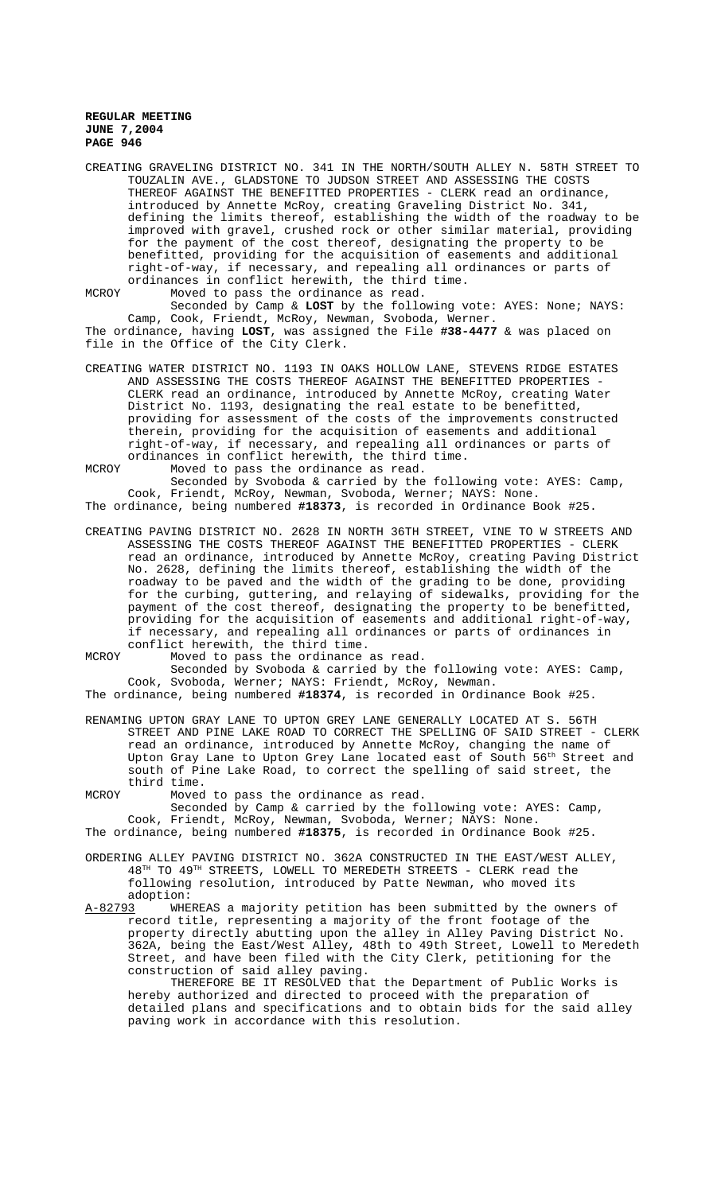CREATING GRAVELING DISTRICT NO. 341 IN THE NORTH/SOUTH ALLEY N. 58TH STREET TO TOUZALIN AVE., GLADSTONE TO JUDSON STREET AND ASSESSING THE COSTS THEREOF AGAINST THE BENEFITTED PROPERTIES - CLERK read an ordinance, introduced by Annette McRoy, creating Graveling District No. 341, defining the limits thereof, establishing the width of the roadway to be improved with gravel, crushed rock or other similar material, providing for the payment of the cost thereof, designating the property to be benefitted, providing for the acquisition of easements and additional right-of-way, if necessary, and repealing all ordinances or parts of ordinances in conflict herewith, the third time.

MCROY Moved to pass the ordinance as read.

Seconded by Camp & **LOST** by the following vote: AYES: None; NAYS: Camp, Cook, Friendt, McRoy, Newman, Svoboda, Werner.

The ordinance, having **LOST**, was assigned the File **#38-4477** & was placed on file in the Office of the City Clerk.

CREATING WATER DISTRICT NO. 1193 IN OAKS HOLLOW LANE, STEVENS RIDGE ESTATES AND ASSESSING THE COSTS THEREOF AGAINST THE BENEFITTED PROPERTIES - CLERK read an ordinance, introduced by Annette McRoy, creating Water District No. 1193, designating the real estate to be benefitted, providing for assessment of the costs of the improvements constructed therein, providing for the acquisition of easements and additional right-of-way, if necessary, and repealing all ordinances or parts of ordinances in conflict herewith, the third time.

MCROY Moved to pass the ordinance as read.

Seconded by Svoboda & carried by the following vote: AYES: Camp, Cook, Friendt, McRoy, Newman, Svoboda, Werner; NAYS: None.

The ordinance, being numbered **#18373**, is recorded in Ordinance Book #25.

CREATING PAVING DISTRICT NO. 2628 IN NORTH 36TH STREET, VINE TO W STREETS AND ASSESSING THE COSTS THEREOF AGAINST THE BENEFITTED PROPERTIES - CLERK read an ordinance, introduced by Annette McRoy, creating Paving District No. 2628, defining the limits thereof, establishing the width of the roadway to be paved and the width of the grading to be done, providing for the curbing, guttering, and relaying of sidewalks, providing for the payment of the cost thereof, designating the property to be benefitted, providing for the acquisition of easements and additional right-of-way, if necessary, and repealing all ordinances or parts of ordinances in conflict herewith, the third time.

MCROY Moved to pass the ordinance as read.

Seconded by Svoboda & carried by the following vote: AYES: Camp, Cook, Svoboda, Werner; NAYS: Friendt, McRoy, Newman.

The ordinance, being numbered **#18374**, is recorded in Ordinance Book #25.

RENAMING UPTON GRAY LANE TO UPTON GREY LANE GENERALLY LOCATED AT S. 56TH STREET AND PINE LAKE ROAD TO CORRECT THE SPELLING OF SAID STREET - CLERK read an ordinance, introduced by Annette McRoy, changing the name of Upton Gray Lane to Upton Grey Lane located east of South 56th Street and south of Pine Lake Road, to correct the spelling of said street, the third time.

MCROY Moved to pass the ordinance as read.

Seconded by Camp & carried by the following vote: AYES: Camp, Cook, Friendt, McRoy, Newman, Svoboda, Werner; NAYS: None.

The ordinance, being numbered **#18375**, is recorded in Ordinance Book #25.

ORDERING ALLEY PAVING DISTRICT NO. 362A CONSTRUCTED IN THE EAST/WEST ALLEY, 48TH TO 49TH STREETS, LOWELL TO MEREDETH STREETS - CLERK read the following resolution, introduced by Patte Newman, who moved its adoption:

A-82793 WHEREAS a majority petition has been submitted by the owners of record title, representing a majority of the front footage of the property directly abutting upon the alley in Alley Paving District No. 362A, being the East/West Alley, 48th to 49th Street, Lowell to Meredeth Street, and have been filed with the City Clerk, petitioning for the construction of said alley paving.

THEREFORE BE IT RESOLVED that the Department of Public Works is hereby authorized and directed to proceed with the preparation of detailed plans and specifications and to obtain bids for the said alley paving work in accordance with this resolution.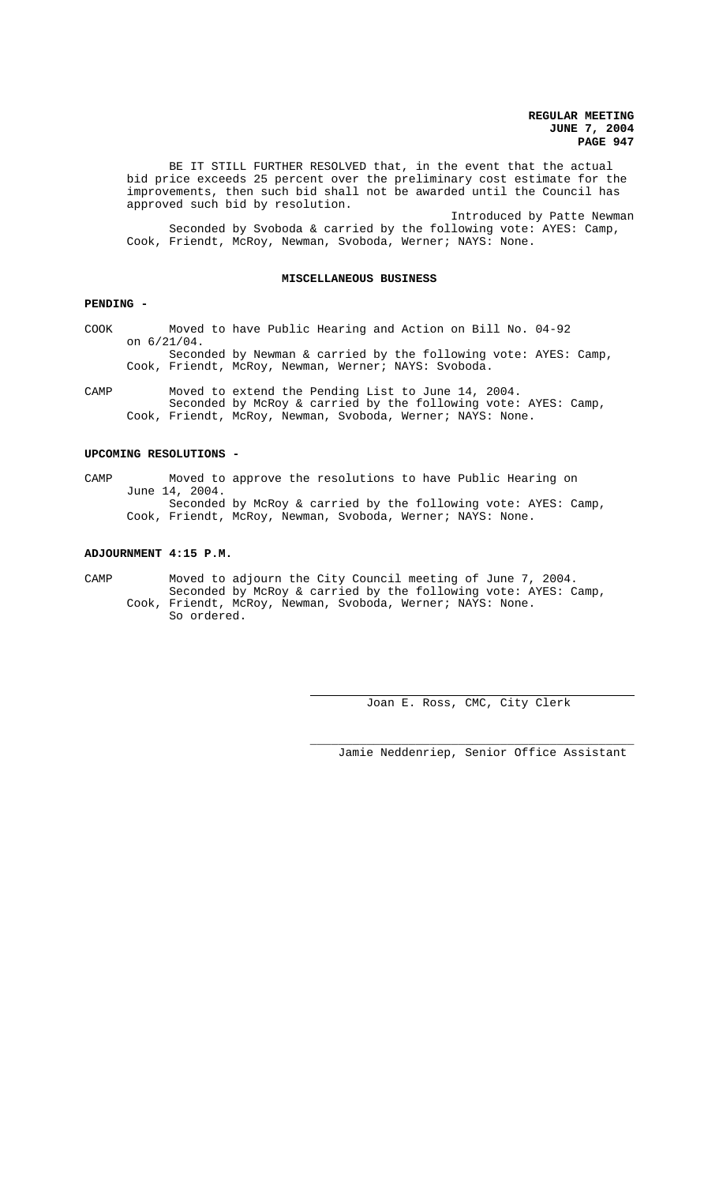BE IT STILL FURTHER RESOLVED that, in the event that the actual bid price exceeds 25 percent over the preliminary cost estimate for the improvements, then such bid shall not be awarded until the Council has approved such bid by resolution.

Introduced by Patte Newman

Seconded by Svoboda & carried by the following vote: AYES: Camp, Cook, Friendt, McRoy, Newman, Svoboda, Werner; NAYS: None.

## MISCELLANEOUS BUSINESS

**PENDING -**

COOK Moved to have Public Hearing and Action on Bill No. 04-92 on 6/21/04.
Seconded by Newman & carried by the following vote: AYES: Camp, Cook, Friendt, McRoy, Newman, Werner; NAYS: Svoboda.

CAMP Moved to extend the Pending List to June 14, 2004.
Seconded by McRoy & carried by the following vote: AYES: Camp, Cook, Friendt, McRoy, Newman, Svoboda, Werner; NAYS: None.

**UPCOMING RESOLUTIONS -**

CAMP Moved to approve the resolutions to have Public Hearing on June 14, 2004.
Seconded by McRoy & carried by the following vote: AYES: Camp, Cook, Friendt, McRoy, Newman, Svoboda, Werner; NAYS: None.

**ADJOURNMENT 4:15 P.M.**

CAMP Moved to adjourn the City Council meeting of June 7, 2004.
Seconded by McRoy & carried by the following vote: AYES: Camp, Cook, Friendt, McRoy, Newman, Svoboda, Werner; NAYS: None.
So ordered.

Joan E. Ross, CMC, City Clerk

Jamie Neddenriep, Senior Office Assistant